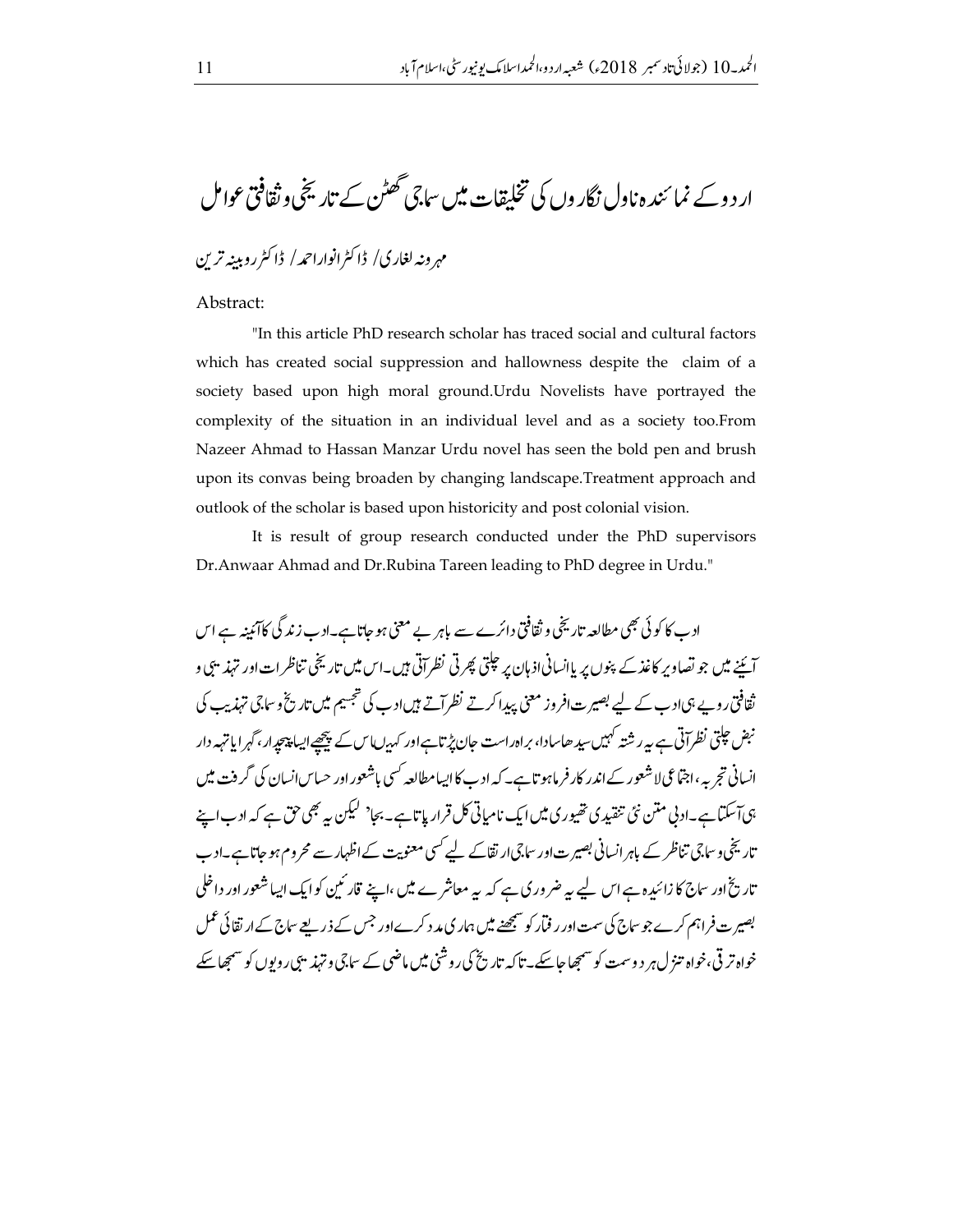# اردو کے نمائندہ ناول نگاروں کی تخلیقات میں سماجی گھٹن کے تاریخی و ثقافتی عوامل

مہرونہ لغاری/ ڈاکٹر انوار احمد/ ڈاکٹر روبینہ ترین

Abstract:

"In this article PhD research scholar has traced social and cultural factors which has created social suppression and hallowness despite the claim of a society based upon high moral ground.Urdu Novelists have portrayed the complexity of the situation in an individual level and as a society too.From Nazeer Ahmad to Hassan Manzar Urdu novel has seen the bold pen and brush upon its convas being broaden by changing landscape.Treatment approach and outlook of the scholar is based upon historicity and post colonial vision.

It is result of group research conducted under the PhD supervisors Dr.Anwaar Ahmad and Dr.Rubina Tareen leading to PhD degree in Urdu."

ادب کا کوئی بھی مطالعہ تاریخی و ثقافتی دائرے سے باہر بے معنی ہو جاتا ہے۔ادب زندگی کا آئینہ ہے اس آئینے میں جو تصاویر کاغذ کے پنوں پر یا انسانی اذہان پر چلتی پھرتی نظر آتی ہیں۔اس میں تاریخی تناظرات اور تہذیبی و ثقافتی رویے ہی ادب کے لیے بصیرت افروز معنی پیدا کرتے نظر آتے ہیں ادب کی تجسیم میں تاریخ و سماجی تہذیب کی نبض چلتی نظر آتی ہے یہ رشتہ کہیں سیدھا سادا، براہ راست جان پڑتا ہے اور کہیں اس کے پیچھے ایسا پیچدار، گہرا یا تہہ دار انسانی تجربہ، اجتماعی لاشعور کے اندر کار فرما ہوتا ہے۔ کہ ادب کا ایسا مطالعہ کسی باشعور اور حساس انسان کی گرفت میں ہی آ سکتا ہے۔ادبی متن نئی تنقیدی تھیوری میں ایک نامیاتی کل قرار پاتا ہے۔ بجا' لیکن یہ بھی حق ہے کہ ادب اپنے تاریخی و سماجی تناظر کے باہر انسانی بصیرت اور سماجی ارتقا کے لیے کسی معنویت کے اظہار سے محروم ہو جاتا ہے۔ادب تاریخ اور سماج کا زائیدہ ہے اس لیے یہ ضروری ہے کہ یہ معاشرے میں ،اپنے قارئین کو ایک ایسا شعور اور داخلی بصیرت فراہم کرے جو سماج کی سمت اور رفتار کو سمجھنے میں ہماری مدد کرے اور جس کے ذریعے سماج کے ارتقائی عمل خواہ ترقی، خواہ تنزل ہر دو سمت کو سمجھا جا سکے۔ تاکہ تاریخ کی روشنی میں ماضی کے سماجی و تہذیبی رویوں کو سمجھا سکے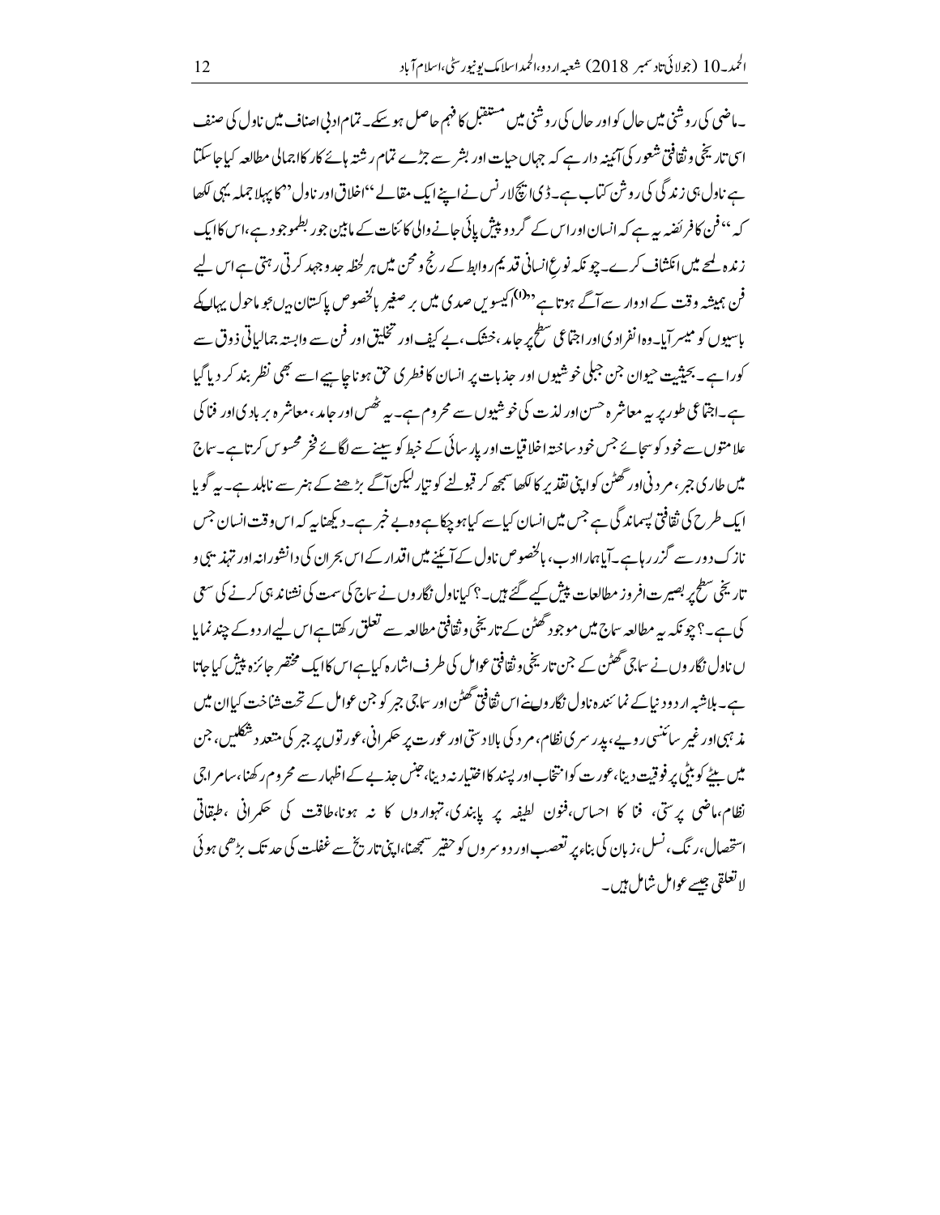۔ماضی کی روشنی میں حال کو اور حال کی روشنی میں مستقبل کا فہم حاصل ہو سکے۔ تمام ادبی اصناف میں ناول کی صنف اسی تاریخی و ثقافتی شعور کی آئینہ دار ہے کہ جہاں حیات اور بشر سے جڑے تمام رشتہ ہائے کار کا اجمالی مطالعہ کیا جا سکتا ہے ناول ہی زندگی کی روشن کتاب ہے۔ ڈی ایچ لارنس نے اپنے ایک مقالے ''اخلاق اور ناول'' کا پہلا جملہ یہی لکھا کہ ''فن کا فریضہ یہ ہے کہ انسان اور اس کے گرد و پیش پائی جانے والی کائنات کے مابین جو ربط موجود ہے، اس کا ایک زندہ لمحے میں انکشاف کرے۔ چونکہ نوعِ انسانی قدیم روابط کے رنج و محن میں ہر لحظہ جدوجہد کرتی رہتی ہے اس لیے فن ہمیشہ وقت کے ادوار سے آگے ہوتا ہے''[1] اکیسویں صدی میں برصغیر بالخصوص پاکستان میں جو ماحول یہاں کے باسیوں کو میسر آیا۔ وہ انفرادی اور اجتماعی سطح پر جامد، خشک، بے کیف اور تخلیق اور فن سے وابستہ جمالیاتی ذوق سے کورا ہے۔ بحیثیت حیوان جن جبلی خوشیوں اور جذبات پر انسان کا فطری حق ہونا چاہیے اسے بھی نظر بند کر دیا گیا ہے۔ اجتماعی طور پر یہ معاشرہ حسن اور لذت کی خوشیوں سے محروم ہے۔ یہ ٹھس اور جامد، معاشرہ بربادی اور فنا کی علامتوں سے خود کو سجائے جس خود ساختہ اخلاقیات اور پارسائی کے خبط کو سینے سے لگائے فخر محسوس کرتا ہے۔ سماج میں طاری جبر، مردنی اور گھٹن کو اپنی تقدیر کا لکھا سمجھ کر قبولنے کو تیار لیکن آگے بڑھنے کے ہنر سے نابلد ہے۔ یہ گویا ایک طرح کی ثقافتی پسماندگی ہے جس میں انسان کیا سے کیا ہو چکا ہے وہ بے خبر ہے۔ دیکھنا یہ کہ اس وقت انسان جس نازک دور سے گزر رہا ہے۔ آیا ہمارا ادب، بالخصوص ناول کے آئینے میں اقدار کے اس بحران کی دانشورانہ اور تہذیبی و تاریخی سطح پر بصیرت افروز مطالعات پیش کیے گئے ہیں۔؟ کیا ناول نگاروں نے سماج کی سمت کی نشاندہی کرنے کی سعی کی ہے۔؟ چونکہ یہ مطالعہ سماج میں موجود گھٹن کے تاریخی و ثقافتی مطالعہ سے تعلق رکھتا ہے اس لیے اردو کے چند نمایاں ناول نگاروں نے سماجی گھٹن کے جن تاریخی و ثقافتی عوامل کی طرف اشارہ کیا ہے اس کا ایک مختصر جائزہ پیش کیا جاتا ہے۔ بلاشبہ اردو دنیا کے نمائندہ ناول نگاروں نے اس ثقافتی گھٹن اور سماجی جبر کو جن عوامل کے تحت شناخت کیا ان میں مذہبی اور غیر سائنسی رویے، پدرسری نظام، مرد کی بالادستی اور عورت پر حکمرانی، عورتوں پر جبر کی متعدد شکلیں، جن میں بیٹے کو بیٹی پر فوقیت دینا، عورت کو انتخاب اور پسند کا اختیار نہ دینا، جنس جذبے کے اظہار سے محروم رکھنا، سامراجی نظام، ماضی پرستی، فنا کا احساس، فنونِ لطیفہ پر پابندی، تہواروں کا نہ ہونا، طاقت کی حکمرانی، طبقاتی استحصال، رنگ، نسل، زبان کی بناء پر تعصب اور دوسروں کو حقیر سمجھنا، اپنی تاریخ سے غفلت کی حد تک بڑھی ہوئی لاتعلقی جیسے عوامل شامل ہیں۔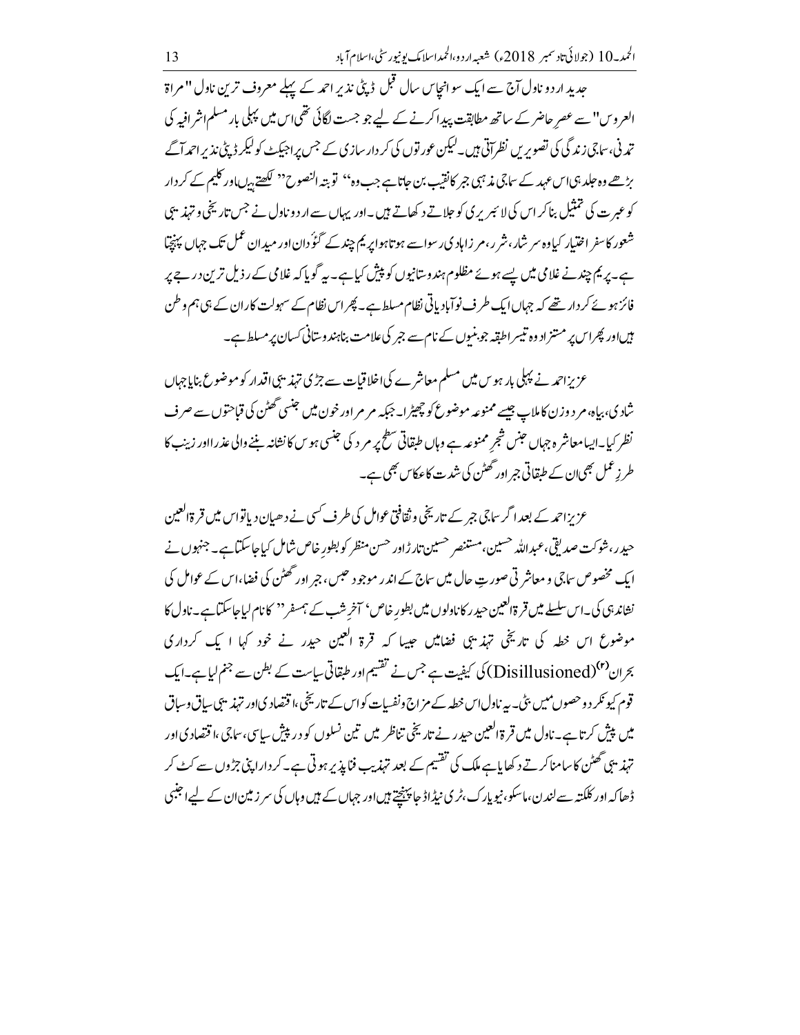جدید اردو ناول آج سے ایک سو انچاس سال قبل ڈپٹی نذیر احمد کے پہلے معروف ترین ناول "مراۃ العروس" سے عصرِ حاضر کے ساتھ مطابقت پیدا کرنے کے لیے جو جست لگائی تھی اس میں پہلی بار مسلم اشرافیہ کی تمدنی، سماجی زندگی کی تصویریں نظر آتی ہیں۔ لیکن عورتوں کی کردار سازی کے جس پراجیکٹ کو لیکر ڈپٹی نذیر احمد آگے بڑھے وہ جلد ہی اس عہد کے سماجی مذہبی جبر کا نقیب بن جاتا ہے جب وہ" توبۃ النصوح" لکھتے ہیں اور کلیم کے کردار کو عبرت کی تمثیل بنا کر اس کی لائبریری کو جلاتے دکھاتے ہیں۔ اور یہاں سے اردو ناول نے جس تاریخی و تہذیبی شعور کا سفر اختیار کیا وہ سرشار، شرر، مرزا ہادی رسوا سے ہوتا ہوا پریم چند کے گئوُدان اور میدانِ عمل تک جہاں پہنچتا ہے۔ پریم چند نے غلامی میں پسے ہوئے مظلوم ہندوستانیوں کو پیش کیا ہے۔ یہ گویا کہ غلامی کے رذیل ترین درجے پر فائز ہوئے کردار تھے کہ جہاں ایک طرف نوآبادیاتی نظام مسلط ہے۔ پھر اس نظام کے سہولت کاران کے ہی ہم وطن ہیں اور پھر اس پر مستزاد وہ تیسرا طبقہ جو بنیوں کے نام سے جبر کی علامت بنا ہندوستانی کسان پر مسلط ہے۔

عزیز احمد نے پہلی بار ہوس میں مسلم معاشرے کی اخلاقیات سے جڑی تہذیبی اقدار کو موضوع بنایا جہاں شادی، بیاہ، مرد وزن کا ملاپ جیسے ممنوعہ موضوع کو چھیڑا۔ جبکہ مرمر اور خون میں جنسی گھٹن کی قباحتوں سے صرف نظر کیا۔ ایسا معاشرہ جہاں جنس شجرِ ممنوعہ ہے وہاں طبقاتی سطح پر مرد کی جنسی ہوس کا نشانہ بننے والی عذرا اور زینب کا طرزِ عمل بھی ان کے طبقاتی جبر اور گھٹن کی شدت کا عکاس بھی ہے۔

عزیز احمد کے بعد اگر سماجی جبر کے تاریخی و ثقافتی عوامل کی طرف کسی نے دھیان دیا تو اس میں قرۃ العین حیدر، شوکت صدیقی، عبداللہ حسین، مستنصر حسین تارڑ اور حسن منظر کو بطورِ خاص شامل کیا جا سکتا ہے۔ جنھوں نے ایک مخصوص سماجی و معاشرتی صورتِ حال میں سماج کے اندر موجود حبس، جبر اور گھٹن کی فضا، اس کے عوامل کی نشاندہی کی۔ اس سلسلے میں قرۃ العین حیدر کا ناولوں میں بطورِ خاص ' آخرِ شب کے ہمسفر" کا نام لیا جا سکتا ہے۔ ناول کا موضوع اس خطہ کی تاریخی تہذیبی فضا میں جیسا کہ قرۃ العین حیدر نے خود کہا ایک کرداری بحران[۲] (Disillusioned) کی کیفیت ہے جس نے تقسیم اور طبقاتی سیاست کے بطن سے جنم لیا ہے۔ ایک قوم کیونکر دو حصوں میں بٹی۔ یہ ناول اس خطہ کے مزاج و نفسیات کو اس کے تاریخی، اقتصادی اور تہذیبی سیاق وسباق میں پیش کرتا ہے۔ ناول میں قرۃ العین حیدر نے تاریخی تناظر میں تین نسلوں کو درپیش سیاسی، سماجی، اقتصادی اور تہذیبی گھٹن کا سامنا کرتے دکھایا ہے ملک کی تقسیم کے بعد تہذیب فنا پذیر ہوتی ہے۔ کردار اپنی جڑوں سے کٹ کر ڈھاکہ اور کلکتہ سے لندن، ماسکو، نیویارک، ٹری نیڈاڈ جا پہنچتے ہیں اور جہاں کے ہیں وہاں کی سرزمین ان کے لیے اجنبی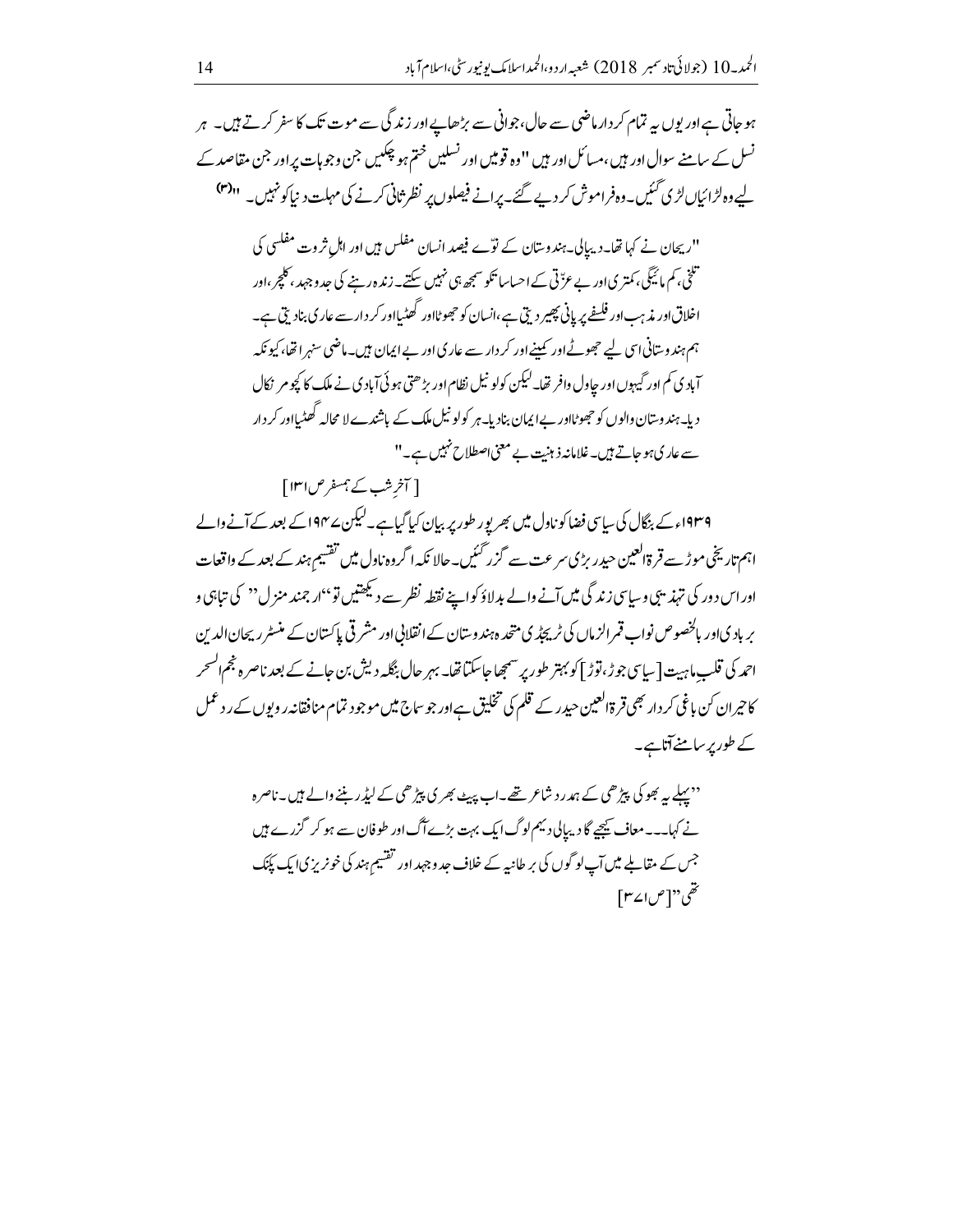ہو جاتی ہے اور یوں یہ تمام کردار ماضی سے حال، جوانی سے بڑھاپے اور زندگی سے موت تک کا سفر کرتے ہیں۔ ہر نسل کے سامنے سوال اور ہیں، مسائل اور ہیں "وہ قومیں اور نسلیں ختم ہو چکیں جن وجوہات پر اور جن مقاصد کے لیے وہ لڑائیاں لڑی گئیں۔ وہ فراموش کر دیے گئے۔ پرانے فیصلوں پر نظرِ ثانی کرنے کی مہلت دنیا کو نہیں۔ "(۳)

> "ریحان نے کہا تھا۔ دیپالی۔ ہندوستان کے نوّے فیصد انسان مفلس ہیں اور اہلِ ثروت مفلسی کی تلخی، کم مائیگی، کمتری اور بے عزّتی کے احساسات کو سمجھ ہی نہیں سکتے۔ زندہ رہنے کی جدوجہد، کلچر، اور اخلاق اور مذہب اور فلسفے پر پانی پھیر دیتی ہے، انسان کو جھوٹا اور گھٹیا اور کردار سے عاری بنا دیتی ہے۔ ہم ہندوستانی اسی لیے جھوٹے اور کمینے اور کردار سے عاری اور بے ایمان ہیں۔ ماضی سنہرا تھا، کیونکہ آبادی کم اور گیہوں اور چاول وافر تھا۔ لیکن کولونیل نظام اور بڑھتی ہوئی آبادی نے ملک کا کچومر نکال دیا۔ ہندوستان والوں کو جھوٹا اور بے ایمان بنا دیا۔ ہر کولونیل ملک کے باشندے لا محالہ گھٹیا اور کردار سے عاری ہو جاتے ہیں۔ غلامانہ ذہنیت بے معنی اصطلاح نہیں ہے۔"
>
> [ آخرِ شب کے ہمسفر ص ۱۳۱]

۱۹۳۹ء کے بنگال کی سیاسی فضا کو ناول میں بھرپور طور پر بیان کیا گیا ہے۔ لیکن ۱۹۴۷ کے بعد کے آنے والے اہم تاریخی موڑ سے قرۃ العین حیدر بڑی سرعت سے گزر گئیں۔ حالانکہ اگر وہ ناول میں تقسیمِ ہند کے بعد کے واقعات اور اس دور کی تہذیبی و سیاسی زندگی میں آنے والے بدلاؤ کو اپنے نقطہ نظر سے دیکھتیں تو "ارجمند منزل" کی تباہی و بربادی اور بالخصوص نواب قمر الزماں کی ٹریجڈی متحدہ ہندوستان کے انقلابی اور مشرقی پاکستان کے منسٹر ریحان الدین احمد کی قلبِ ماہیت [سیاسی جوڑ، توڑ] کو بہتر طور پر سمجھا جا سکتا تھا۔ بہر حال بنگلہ دیش بن جانے کے بعد ناصرہ نجم السحر کا حیران کن باغی کردار بھی قرۃ العین حیدر کے قلم کی تخلیق ہے اور جو سماج میں موجود تمام منافقانہ رویوں کے ردِ عمل کے طور پر سامنے آتا ہے۔

> "پہلے یہ بھوکی پیڑھی کے ہمدرد شاعر تھے۔ اب پیٹ بھری پیڑھی کے لیڈر بننے والے ہیں۔ ناصرہ نے کہا۔۔۔ معاف کیجیے گا دیپالی دیہم لوگ ایک بہت بڑے آگ اور طوفان سے ہو کر گزرے ہیں جس کے مقابلے میں آپ لوگوں کی برطانیہ کے خلاف جدوجہد اور تقسیمِ ہند کی خونریزی ایک پکنک تھی" [ص ۳۷۱]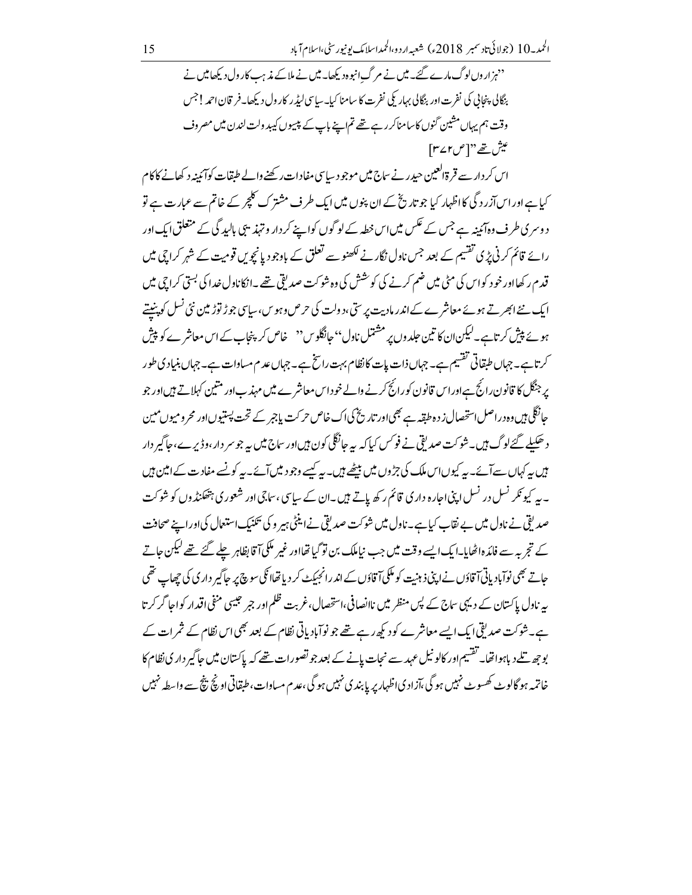''ہزاروں لوگ مارے گئے۔ میں نے مرگِ انبوہ دیکھا۔ میں نے ملا کے مذہب کا رول دیکھا میں نے بنگالی پنجابی کی نفرت اور بنگالی بہاری کی نفرت کا سامنا کیا۔ سیاسی لیڈر کا رول دیکھا۔ فرقان احمد! جس وقت ہم یہاں مشین گنوں کا سامنا کر رہے تھے تم اپنے باپ کے پیسوں کی بدولت لندن میں مصروف عیش تھے'' [ص۳۷۲]

اس کردار سے قرۃ العین حیدر نے سماج میں موجود سیاسی مفادات رکھنے والے طبقات کو آئینہ دکھانے کا کام کیا ہے اور اس آزردگی کا اظہار کیا جو تاریخ کے ان پنوں میں ایک طرف مشترک کلچر کے خاتم سے عبارت ہے تو دوسری طرف وہ آئینہ ہے جس کے عکس میں اس خطہ کے لوگوں کو اپنے کردار و تہذیبی بالیدگی کے متعلق ایک اور رائے قائم کرنی پڑی تقسیم کے بعد جس ناول نگار نے لکھنو سے تعلق کے باوجود پانچویں قومیت کے شہر کراچی میں قدم رکھا اور خود کو اس کی مٹی میں ضم کرنے کی کوشش کی وہ شوکت صدیقی تھے۔ انکا ناول خدا کی بستی کراچی میں ایک نئے ابھرتے ہوئے معاشرے کے اندر مادیت پرستی، دولت کی حرص و ہوس، سیاسی جوڑ توڑ مین نئی نسل کو پہنچتے ہوئے پیش کرتا ہے۔ لیکن ان کا تین جلدوں پر مشتمل ناول ''جانگلوس'' خاص کر پنجاب کے اس معاشرے کو پیش کرتا ہے۔ جہاں طبقاتی تقسیم ہے۔ جہاں ذات پات کا نظام بہت راسخ ہے۔ جہاں عدم مساوات ہے۔ جہاں بنیادی طور پر جنگل کا قانون رائج ہے اور اس قانون کو رائج کرنے والے خود اس معاشرے میں مہذب اور متین کہلاتے ہیں اور جو جانگلی ہیں وہ دراصل استحصال زدہ طبقہ ہے بھی اور تاریخ کی اک خاص حرکت یا جبر کے تحت پستیوں اور محرومیوں مین دھکیلے گئے لوگ ہیں۔ شوکت صدیقی نے فوکس کیا کہ یہ جانگلی کون ہیں اور سماج میں یہ جو سردار، وڈیرے، جاگیر دار ہیں یہ کہاں سے آئے۔ یہ کیوں اس ملک کی جڑوں میں بیٹھے ہیں۔ یہ کیسے وجود میں آئے۔ یہ کونسے مفادت کے امین ہیں۔ یہ کیونکر نسل در نسل اپنی اجارہ داری قائم رکھ پاتے ہیں۔ ان کے سیاسی، سماجی اور شعوری ہتھکنڈوں کو شوکت صدیقی نے ناول میں بے نقاب کیا ہے۔ ناول میں شوکت صدیقی نے اینٹی ہیرو کی تکنیک استعمال کی اور اپنے صحافت کے تجربہ سے فائدہ اٹھایا۔ ایک ایسے وقت میں جب نیا ملک بن تو گیا تھا اور غیر ملکی آقا بظاہر چلے گئے تھے لیکن جاتے جاتے بھی نوآبادیاتی آقاؤں نے اپنی ذہنیت کو ملکی آقاؤں کے اندر انجیکٹ کر دیا تھا انکی سوچ پر جاگیر داری کی چھاپ تھی یہ ناول پاکستان کے دیہی سماج کے پس منظر میں ناانصافی، استحصال، غربت ظلم اور جبر جیسی منفی اقدار کو اجاگر کرتا ہے۔ شوکت صدیقی ایک ایسے معاشرے کو دیکھ رہے تھے جو نوآبادیاتی نظام کے بعد بھی اس نظام کے ثمرات کے بوجھ تلے دبا ہوا تھا۔ تقسیم اور کالونیل عہد سے نجات پانے کے بعد جو تصورات تھے کہ پاکستان میں جاگیر داری نظام کا خاتمہ ہو گا لوٹ کھسوٹ نہیں ہو گی، آزادی اظہار پر پابندی نہیں ہو گی، عدم مساوات، طبقاتی اونچ نیچ سے واسطہ نہیں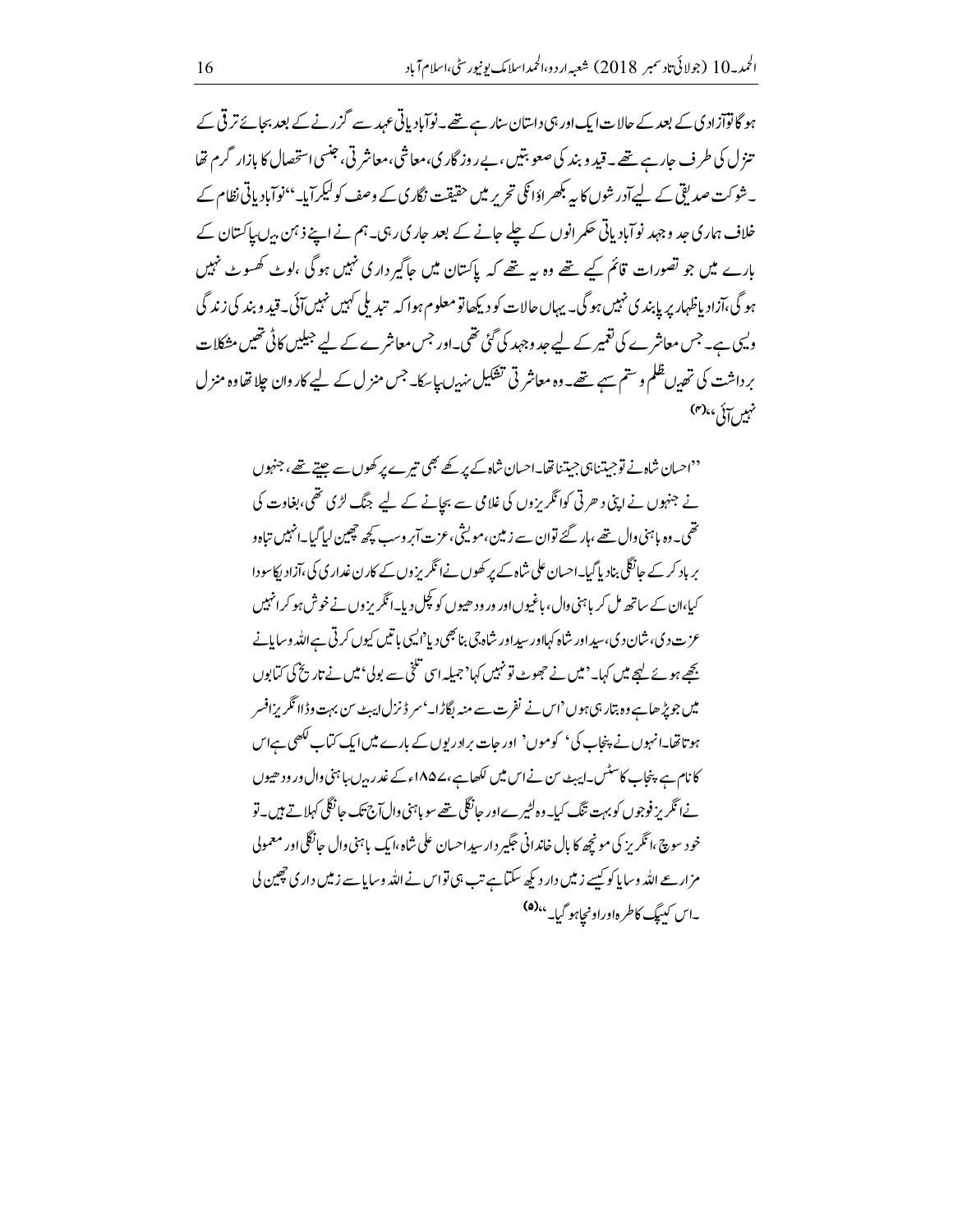ہو گا تو آزادی کے بعد کے حالات ایک اور ہی داستان سنا رہے تھے۔ نوآبادیاتی عہد سے گزرنے کے بعد بجائے ترقی کے تنزل کی طرف جا رہے تھے۔ قید و بند کی صعوبتیں، بے روزگاری، معاشی، معاشرتی، جنسی استحصال کا بازار گرم تھا۔ شوکت صدیقی کے لیے آدرشوں کا یہ بکھراؤ انکی تحریر میں حقیقت نگاری کے وصف کو لیکر آیا۔ "نوآبادیاتی نظام کے خلاف ہماری جد و جہد نوآبادیاتی حکمرانوں کے چلے جانے کے بعد جاری رہی۔ ہم نے اپنے ذہن میں پاکستان کے بارے میں جو تصورات قائم کیے تھے وہ یہ تھے کہ پاکستان میں جاگیرداری نہیں ہو گی، لوٹ کھسوٹ نہیں ہو گی، آزادیِ اظہار پر پابندی نہیں ہو گی۔ یہاں حالات کو دیکھا تو معلوم ہوا کہ تبدیلی کہیں نہیں آئی۔ قید و بند کی زندگی ویسی ہے۔ جس معاشرے کی تعمیر کے لیے جد و جہد کی گئی تھی۔ اور جس معاشرے کے لیے جیلیں کاٹی تھیں مشکلات برداشت کی تھیں ظلم و ستم سہے تھے۔ وہ معاشرتی تشکیل نہیں پا سکا۔ جس منزل کے لیے کاروان چلا تھا وہ منزل نہیں آئی۔"[۴]

> "احسان شاہ نے تو جیتنا ہی جیتنا تھا۔ احسان شاہ کے پرکھے بھی تیرے پرکھوں سے جیتے تھے، جنھوں نے جنھوں نے اپنی دھرتی کو انگریزوں کی غلامی سے بچانے کے لیے جنگ لڑی تھی، بغاوت کی تھی۔ وہ باہنی وال تھے، ہار گئے تو ان سے زمین، مویشی، عزت آبرو سب کچھ چھین لیا گیا۔ انہیں تباہ و برباد کر کے جانگلی بنا دیا گیا۔ احسان علی شاہ کے پرکھوں نے انگریزوں کے کارن غداری کی، آزادی کا سودا کیا، ان کے ساتھ مل کر باہنی وال، باغیوں اور وردھیوں کو کچل دیا۔ انگریزوں نے خوش ہو کر انہیں عزت دی، شان دی، سید اور شاہ کہا اور سید اور شاہ جی بنا بھی دیا، ایسی باتیں کیوں کرتی ہے اللہ وسایا نے بجھے ہوئے لہجے میں کہا۔ 'میں نے جھوٹ تو نہیں کہا' جمیلہ اسی تلخی سے بولی 'میں نے تاریخ کی کتابوں میں جو پڑھا ہے وہ بتا رہی ہوں' اس نے نفرت سے منہ بگاڑا۔ 'سر ڈنزل ایبٹ سن بہت وڈا انگریز افسر ہوتا تھا۔ انہوں نے پنجاب کی 'کوموں' اور جات برادریوں کے بارے میں ایک کتاب لکھی ہے اس کا نام ہے پنجاب کاسٹس۔ ایبٹ سن نے اس میں لکھا ہے، ۱۸۵۷ء کے غدر میں باہنی وال وردھیوں نے انگریز فوجوں کو بہت تنگ کیا۔ وہ لٹیرے اور جانگلی تھے سو باہنی وال آج تک جانگلی کہلاتے ہیں۔ تو خود سوچ، انگریز کی مونچھ کا بال خاندانی جگیردار سید احسان علی شاہ، ایک باہنی وال جانگلی اور معمولی مزارعے اللہ وسایا کو کیسے زمیں دار دیکھ سکتا ہے تب ہی تو اس نے اللہ وسایا سے زمیں داری چھین لی۔ اس کیپگ کا طرہ اور اونچا ہو گیا۔"[۵]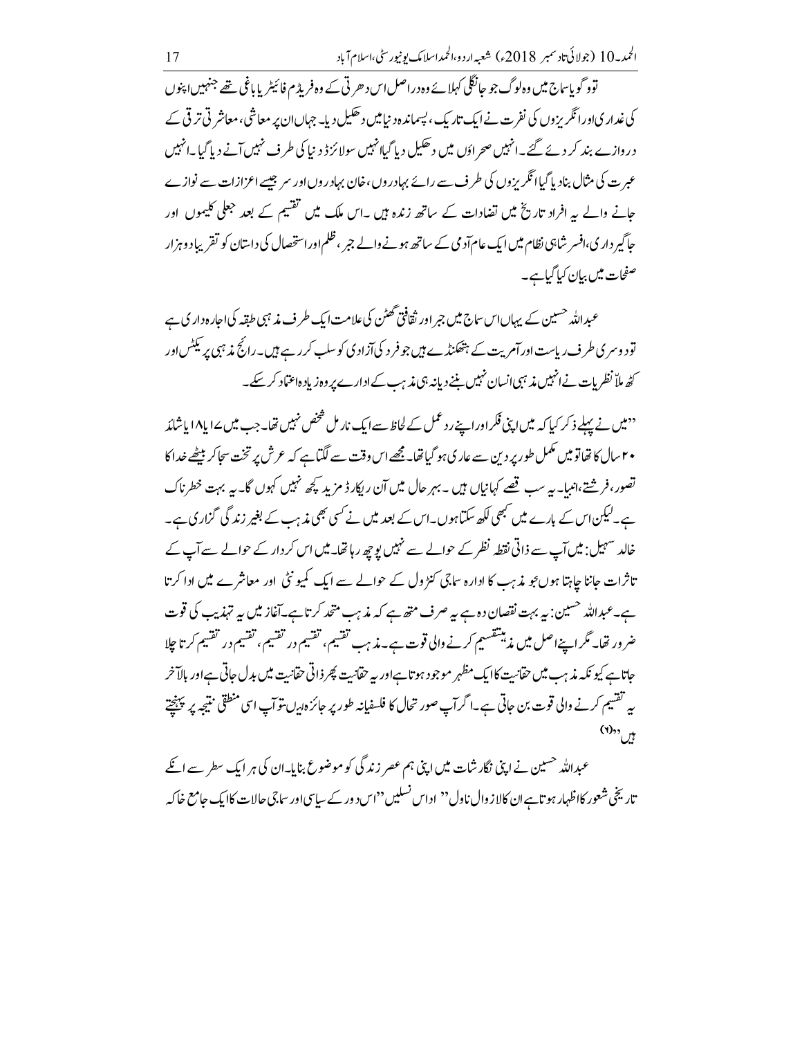تو و گویا سماج میں وہ لوگ جو جانگلی کہلائے وہ دراصل اس دھرتی کے وہ فریڈم فائیٹر یا باغی تھے جنہیں اپنوں کی غداری اور انگریزوں کی نفرت نے ایک تاریک، پسماندہ دنیا میں دھکیل دیا۔ جہاں ان پر معاشی، معاشرتی ترقی کے دروازے بند کر دئے گئے۔ انہیں صحراؤں میں دھکیل دیا گیا انہیں سولائزڈ دنیا کی طرف نہیں آنے دیا گیا۔ انہیں عبرت کی مثال بنا دیا گیا انگریزوں کی طرف سے رائے بہادروں، خان بہادروں اور سر جیسے اعزازات سے نوازے جانے والے یہ افراد تاریخ میں تضادات کے ساتھ زندہ ہیں۔ اس ملک میں تقسیم کے بعد جعلی کلیموں اور جاگیرداری، افسر شاہی نظام میں ایک عام آدمی کے ساتھ ہونے والے جبر، ظلم اور استحصال کی داستان کو تقریباً دو ہزار صفحات میں بیان کیا گیا ہے۔

عبداللہ حسین کے یہاں اس سماج میں جبر اور ثقافتی گھٹن کی علامت ایک طرف مذہبی طبقہ کی اجارہ داری ہے تو دوسری طرف ریاست اور آمریت کے ہتھکنڈے ہیں جو فرد کی آزادی کو سلب کر رہے ہیں۔ رائج مذہبی پریکٹس اور کٹھ ملا نظریات نے انہیں مذہبی انسان نہیں بننے دیا نہ ہی مذہب کے ادارے پر وہ زیادہ اعتماد کر سکے۔

''میں نے پہلے ذکر کیا کہ میں اپنی فکر اور اپنے رد عمل کے لحاظ سے ایک نارمل شخص نہیں تھا۔ جب میں ۱۷ یا ۱۸ یا شائد ۲۰ سال کا تھا تو میں مکمل طور پر دین سے عاری ہو گیا تھا۔ مجھے اس وقت سے لگتا ہے کہ عرش پر تخت سجا کر بیٹھے خدا کا تصور، فرشتے، انبیا۔ یہ سب قصے کہانیاں ہیں۔ بہر حال میں آن ریکارڈ مزید کچھ نہیں کہوں گا۔ یہ بہت خطرناک ہے۔ لیکن اس کے بارے میں کبھی لکھ سکتا ہوں۔ اس کے بعد میں نے کسی بھی مذہب کے بغیر زندگی گزاری ہے۔ خالد سہیل: میں آپ سے ذاتی نقطہ نظر کے حوالے سے نہیں پوچھ رہا تھا۔ میں اس کردار کے حوالے سے آپ کے تاثرات جاننا چاہتا ہوں جو مذہب کا ادارہ سماجی کنٹرول کے حوالے سے ایک کمیونٹی اور معاشرے میں ادا کرتا ہے۔ عبداللہ حسین: یہ بہت نقصان دہ ہے یہ صرف متھ ہے کہ مذہب متحد کرتا ہے۔ آغاز میں یہ تہذیب کی قوت ضرور تھا۔ مگر اپنے اصل میں مذہب تقسیم کرنے والی قوت ہے۔ مذہب تقسیم، تقسیم در تقسیم، تقسیم در تقسیم کرتا چلا جاتا ہے کیونکہ مذہب میں حقانیت کا ایک مظہر موجود ہوتا ہے اور یہ حقانیت پھر ذاتی حقانیت میں بدل جاتی ہے اور بالآخر یہ تقسیم کرنے والی قوت بن جاتی ہے۔ اگر آپ صورتحال کا فلسفیانہ طور پر جائزہ لیں تو آپ اسی منطقی نتیجہ پر پہنچتے ہیں'' (۲)

عبداللہ حسین نے اپنی نگارشات میں اپنی ہم عصر زندگی کو موضوع بنایا۔ ان کی ہر ایک سطر سے انکے تاریخی شعور کا اظہار ہوتا ہے ان کا لازوال ناول '' اداس نسلیں '' اس دور کے سیاسی اور سماجی حالات کا ایک جامع خاکہ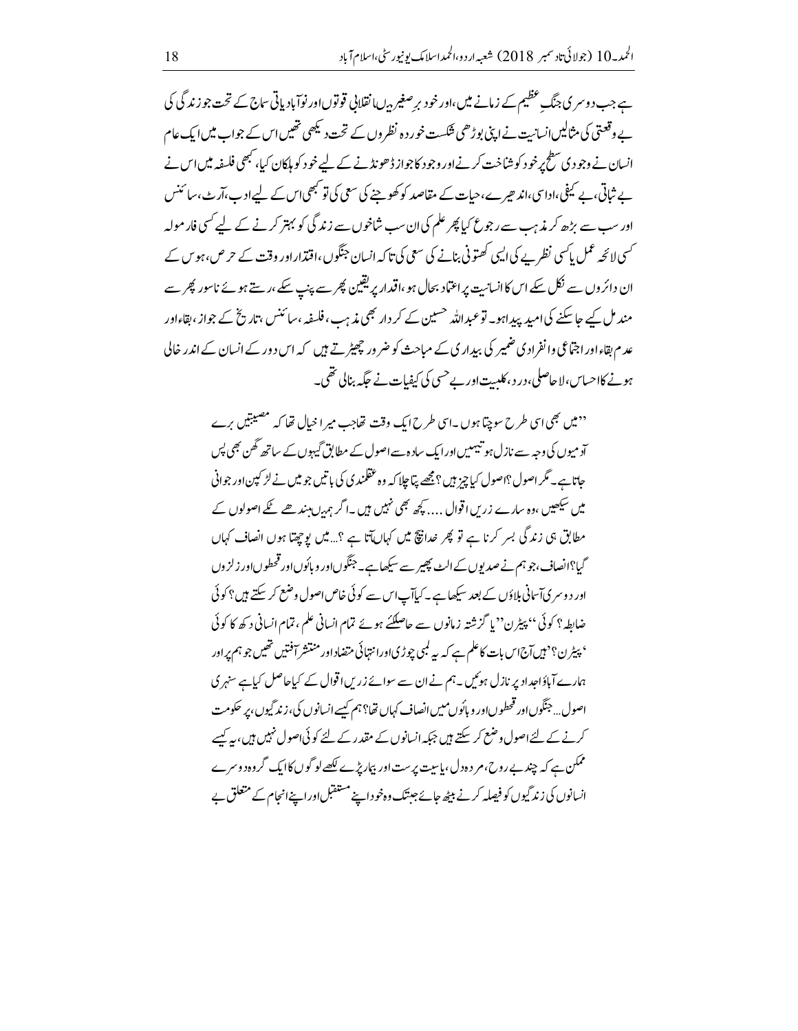ہے جب دوسری جنگِ عظیم کے زمانے میں، اور خود برصغیر میں انقلابی قوتوں اور نوآبادیاتی سماج کے تحت جو زندگی کی بے وقعتی کی مثالیں انسانیت نے اپنی بوڑھی شکست خوردہ نظروں کے تحت دیکھی تھیں اس کے جواب میں ایک عام انسان نے وجودی سطح پر خود کو شناخت کرنے اور وجود کا جواز ڈھونڈنے کے لیے خود کو ہلکان کیا، کبھی فلسفہ میں اس نے بے ثباتی، بے کیفی، اداسی، اندھیرے، حیات کے مقاصد کو کھوجنے کی سعی کی تو کبھی اس کے لیے ادب، آرٹ، سائنس اور سب سے بڑھ کر مذہب سے رجوع کیا پھر علم کی ان سب شاخوں سے زندگی کو بہتر کرنے کے لیے کسی فارمولہ کسی لائحہ عمل یا کسی نظریے کی ایسی کھتونی بنانے کی سعی کی تاکہ انسان جنگوں، اقتدار اور وقت کے حرص، ہوس کے ان دائروں سے نکل سکے اس کا انسانیت پر اعتماد بحال ہو، اقدار پر یقین پھر سے پنپ سکے، رستے ہوئے ناسور پھر سے مندمل کیے جا سکنے کی امید پیدا ہو۔ تو عبداللہ حسین کے کردار بھی مذہب، فلسفہ، سائنس، تاریخ کے جواز، بقاء اور عدم بقاء اور اجتماعی و انفرادی ضمیر کی بیداری کے مباحث کو ضرور چھیڑتے ہیں کہ اس دور کے انسان کے اندر خالی ہونے کا احساس، لاحاصلی، درد، کلبیت اور بے حسی کی کیفیات نے جگہ بنالی تھی۔

> ''میں بھی اسی طرح سوچتا ہوں۔ اسی طرح ایک وقت تھا جب میرا خیال تھا کہ مصیبتیں برے آدمیوں کی وجہ سے نازل ہوتی ہیں اور ایک سادہ سے اصول کے مطابق گیہوں کے ساتھ گھن بھی پس جاتا ہے۔ مگر اصول؟ اصول کیا چیز ہیں؟ مجھے پتا چلا کہ وہ عقلمندی کی باتیں جو میں نے لڑکپن اور جوانی میں سیکھیں، وہ سارے زریں اقوال .... کچھ بھی نہیں ہیں۔ اگر ہمیں بندھے ٹکے اصولوں کے مطابق ہی زندگی بسر کرنا ہے تو پھر خدا بیچ میں کہاں آتا ہے؟... میں پوچھتا ہوں انصاف کہاں گیا؟ انصاف، جو ہم نے صدیوں کے الٹ پھیر سے سیکھا ہے۔ جنگوں اور وباؤں اور قحطوں اور زلزلوں اور دوسری آسمانی بلاؤں کے بعد سیکھا ہے۔ کیا آپ اس سے کوئی خاص اصول وضع کر سکتے ہیں؟ کوئی ضابطہ؟ کوئی ''پیٹرن'' یا گزشتہ زمانوں سے حاصل کئے ہوئے تمام انسانی علم، تمام انسانی دکھ کا کوئی 'پیٹرن'؟ نہیں آج اس بات کا علم ہے کہ یہ لمبی چوڑی اور انتہائی متضاد اور منتشر آفتیں تھیں جو ہم پر اور ہمارے آباؤ اجداد پر نازل ہوئیں۔ ہم نے ان سے سوائے زریں اقوال کے کیا حاصل کیا ہے سنہری اصول... جنگوں اور قحطوں اور وباؤں میں انصاف کہاں تھا؟ ہم کیسے انسانوں کی، زندگیوں، پر حکومت کرنے کے لئے اصول وضع کر سکتے ہیں جبکہ انسانوں کے مقدر کے لئے کوئی اصول نہیں ہیں، یہ کیسے ممکن ہے کہ چند بے روح، مردہ دل، یاسیت پرست اور بیمار پڑھے لکھے لوگوں کا ایک گروہ دوسرے انسانوں کی زندگیوں کو فیصلہ کرنے بیٹھ جائے جبتک وہ خود اپنے مستقبل اور اپنے انجام کے متعلق بے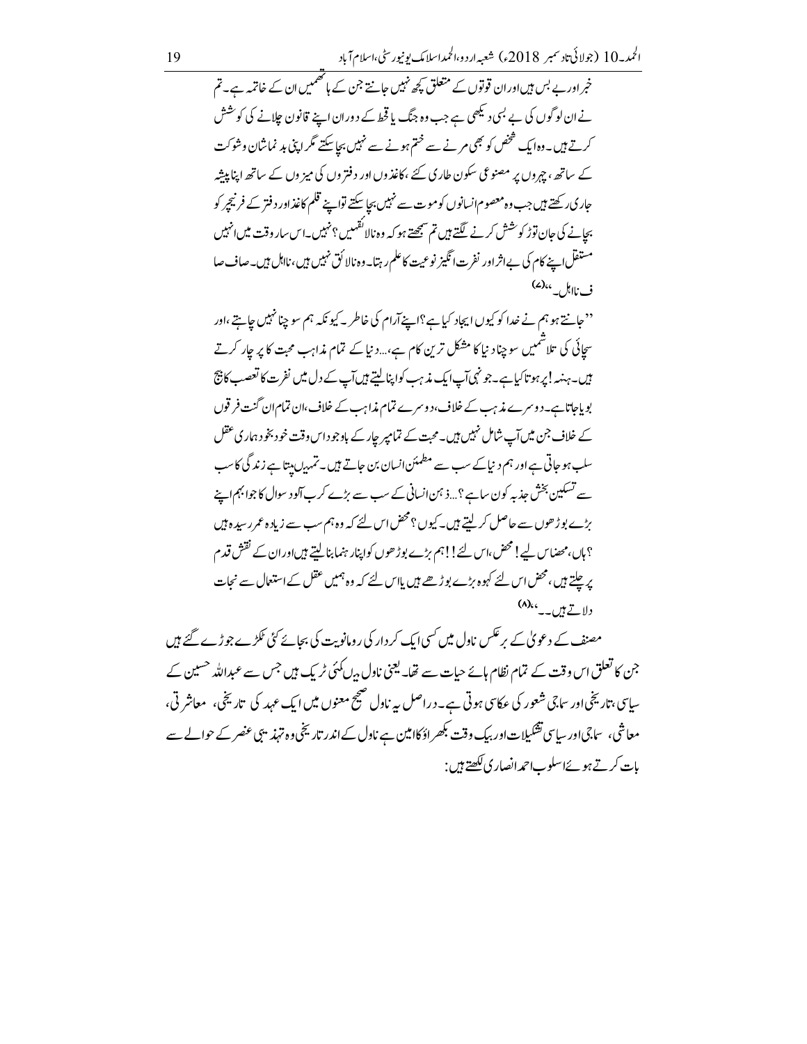خبر اور بے بس ہیں اور ان قوتوں کے متعلق کچھ نہیں جانتے جن کے ہاتھمیں ان کے خاتمہ ہے۔ تم نے ان لوگوں کی بے بسی دیکھی ہے جب وہ جنگ یا قحط کے دوران اپنے قانون چلانے کی کوشش کرتے ہیں۔ وہ ایک شخص کو بھی مرنے سے ختم ہونے سے نہیں بچا سکتے مگر اپنی بد نماشان و شوکت کے ساتھ، چہروں پر مصنوعی سکون طاری کئے، کاغذوں اور دفتروں کی میزوں کے ساتھ اپنا پیشہ جاری رکھتے ہیں جب وہ معصوم انسانوں کو موت سے نہیں بچا سکتے تو اپنے قلم کاغذ اور دفتر کے فرنیچر کو بچانے کی جان توڑ کوشش کرنے لگتے ہیں تم سمجھتے ہو کہ وہ نالائقیں؟ نہیں۔ اس سارے وقت میں انہیں مستقل اپنے کام کی بے اثر اور نفرت انگیز نوعیت کا علم رہتا۔ وہ نالائق نہیں ہیں، نااہل ہیں۔ صاف صاف نااہل۔"(۷)

"جانتے ہو ہم نے خدا کو کیوں ایجاد کیا ہے؟ اپنے آرام کی خاطر۔ کیونکہ ہم سوچنا نہیں چاہتے، اور سچائی کی تلاشمیں سوچنا دنیا کا مشکل ترین کام ہے،... دنیا کے تمام مذاہب محبت کا پرچار کرتے ہیں۔ ہنہہ! پر ہوتا کیا ہے۔ جونہی آپ ایک مذہب کو اپنا لیتے ہیں آپ کے دل میں نفرت کا تعصب کا بیج بو یا جاتا ہے۔ دوسرے مذہب کے خلاف، دوسرے تمام مذاہب کے خلاف، ان تمام ان گنت فرقوں کے خلاف جن میں آپ شامل نہیں ہیں۔ محبت کے تمام پرچار کے باوجود اس وقت خود بخود ہماری عقل سلب ہو جاتی ہے اور ہم دنیا کے سب سے مطمئن انسان بن جاتے ہیں۔ تمہیں پتا ہے زندگی کا سب سے تسکین بخش جذبہ کون سا ہے؟... ذہن انسانی کے سب سے بڑے کرب آلود سوال کا جواب ہم اپنے بڑے بوڑھوں سے حاصل کر لیتے ہیں۔ کیوں؟ محض اس لئے کہ وہ ہم سب سے زیادہ عمر رسیدہ ہیں؟ ہاں، محض اس لیے! محض، اس لئے!! ہم بڑے بوڑھوں کو اپنا رہنما بنا لیتے ہیں اور ان کے نقش قدم پر چلتے ہیں، محض اس لئے کہ وہ بڑے بوڑھے ہیں یا اس لئے کہ وہ ہمیں عقل کے استعمال سے نجات دلاتے ہیں۔۔"(۸)

مصنف کے دعویٰ کے برعکس ناول میں کسی ایک کردار کی رومانویت کی بجائے کئی ٹکڑے جوڑے گئے ہیں جن کا تعلق اس وقت کے تمام نظام ہائے حیات سے تھا۔ یعنی ناول میں کئی ٹریک ہیں جس سے عبداللہ حسین کے سیاسی، تاریخی اور سماجی شعور کی عکاسی ہوتی ہے۔ دراصل یہ ناول صحیح معنوں میں ایک عہد کی تاریخی، معاشرتی، معاشی، سماجی اور سیاسی تشکیلات اور بیک وقت بکھراؤ کا امین ہے ناول کے اندر تاریخی وہ تہذیبی عنصر کے حوالے سے بات کرتے ہوئے اسلوب احمد انصاری لکھتے ہیں: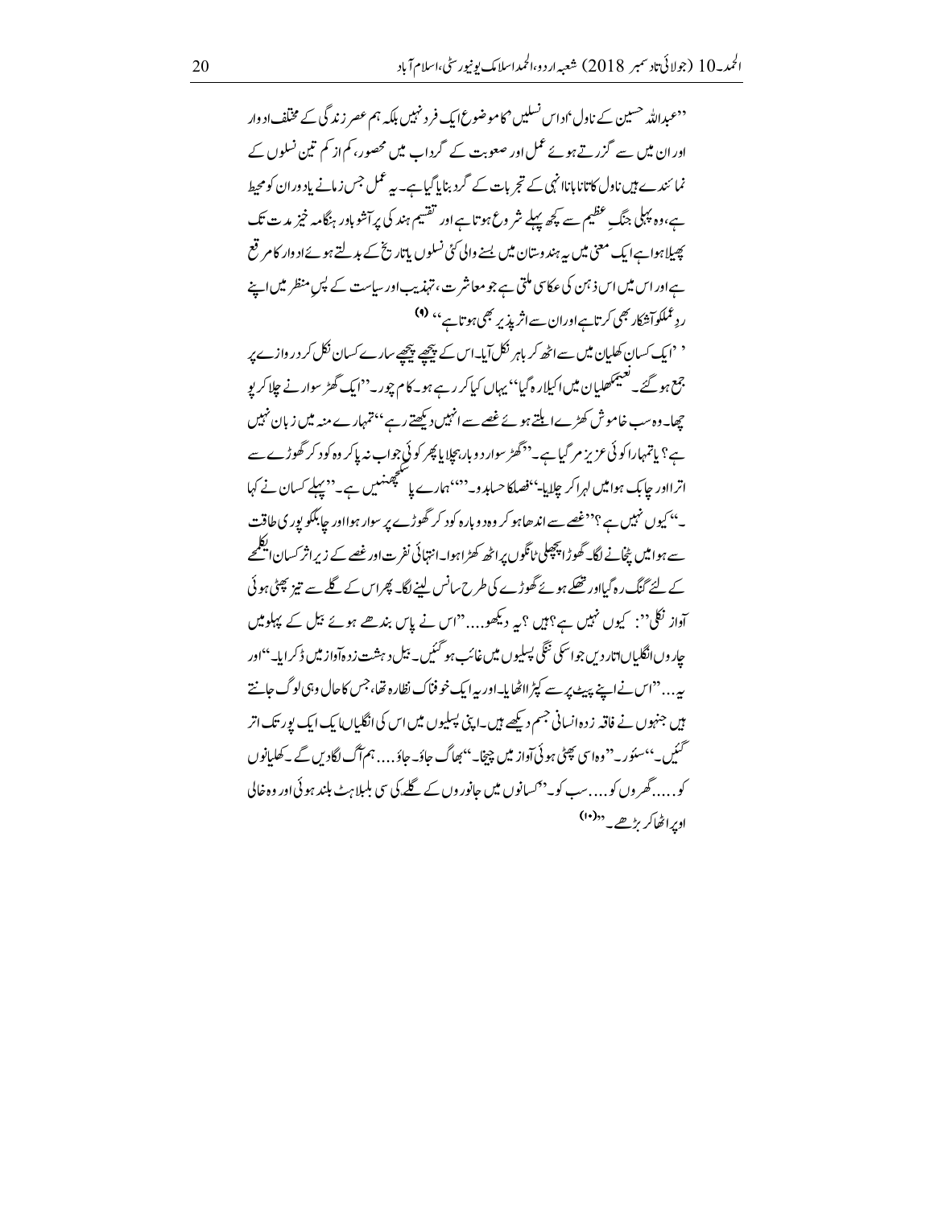''عبداللہ حسین کے ناول 'اداس نسلیں' کا موضوع ایک فرد نہیں بلکہ ہم عصر زندگی کے مختلف ادوار اور ان میں سے گزرتے ہوئے عمل اور صعوبت کے گرداب میں محصور، کم از کم تین نسلوں کے نمائندے ہیں ناول کا تانا بانا انہی کے تجربات کے گرد بنایا گیا ہے۔ یہ عمل جس زمانے یا دوران کو محیط ہے، وہ پہلی جنگِ عظیم سے کچھ پہلے شروع ہوتا ہے اور تقسیم ہند کی پر آشوب اور ہنگامہ خیز مدت تک پھیلا ہوا ہے ایک معنی میں یہ ہندوستان میں بسنے والی کئی نسلوں یا تاریخ کے بدلتے ہوئے ادوار کا مرقع ہے اور اس میں اس ذہن کی عکاسی ملتی ہے جو معاشرت، تہذیب اور سیاست کے پس منظر میں اپنے ردِ عمل کو آشکار بھی کرتا ہے اور ان سے اثر پذیر بھی ہوتا ہے'' [۹]

''ایک کسان کھلیان میں سے اٹھ کر باہر نکل آیا۔ اس کے پیچھے پیچھے سارے کسان نکل کر دروازے پر جمع ہو گئے۔ نعیم کھلیان میں اکیلا رہ گیا'' یہاں کیا کر رہے ہو۔ کام چور۔'' ایک گھڑ سوار نے چلا کر پوچھا۔ وہ سب خاموش کھڑے ابلتے ہوئے غصے سے انہیں دیکھتے رہے ''تمہارے منہ میں زبان نہیں ہے؟ یا تمہارا کوئی عزیز مر گیا ہے۔'' گھڑ سوار دوبارہ چلایا پھر کوئی جواب نہ پا کر وہ کود کر گھوڑے سے اترا اور چابک ہوا میں لہرا کر چلایا۔ ''فصل کا حساب دو۔'' ''ہمارے پاس کچھ نہیں ہے۔'' پہلے کسان نے کہا۔ ''کیوں نہیں ہے؟'' غصے سے اندھا ہو کر وہ دوبارہ کود کر گھوڑے پر سوار ہوا اور چابک کو پوری طاقت سے ہوا میں چٹانے لگا۔ گھوڑا پچھلی ٹانگوں پر اٹھ کھڑا ہوا۔ انتہائی نفرت اور غصے کے زیر اثر کسان ایک لمحے کے لئے گنگ رہ گیا اور تھکے ہوئے گھوڑے کی طرح سانس لینے لگا۔ پھر اس کے گلے سے تیز پھٹی ہوئی آواز نکلی'': کیوں نہیں ہے؟ ہیں؟ یہ دیکھو....'' اس نے پاس بندھے ہوئے بیل کے پہلو میں چاروں انگلیاں اتار دیں جو اس کی ننگی پسلیوں میں غائب ہو گئیں۔ بیل دہشت زدہ آواز میں ڈکرایا۔'' اور یہ...'' اس نے اپنے پیٹ پر سے کپڑا اٹھایا۔ اور یہ ایک خوفناک نظارہ تھا، جس کا حال وہی لوگ جانتے ہیں جنہوں نے فاقہ زدہ انسانی جسم دیکھے ہیں۔ اپنی پسلیوں میں اس کی انگلیاں ایک ایک پور تک اتر گئیں۔ ''سؤر۔'' وہ اسی پھٹی ہوئی آواز میں چیخا۔ ''بھاگ جاؤ۔ جاؤ.... ہم آگ لگا دیں گے۔ کھلیانوں کو..... گھروں کو.... سب کو۔'' کسانوں میں جانوروں کے گلے کی سی بلبلاہٹ بلند ہوئی اور وہ خالی اوپر اٹھا کر بڑھے۔'' [۱۰]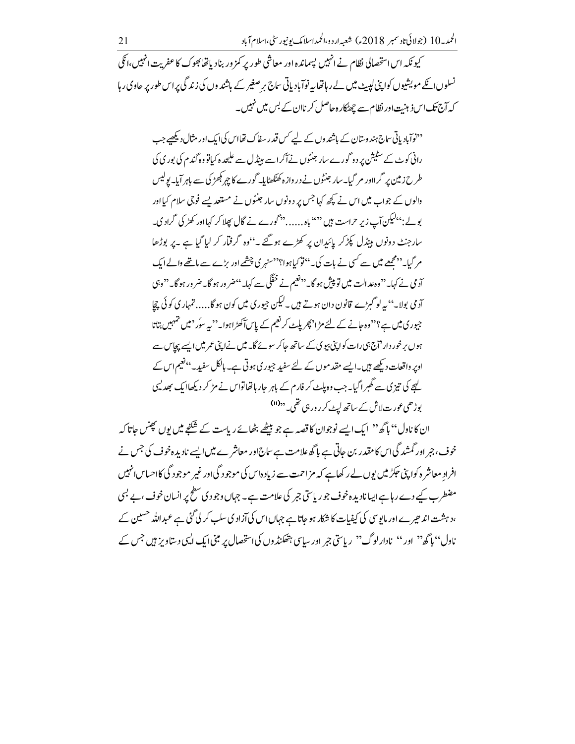کیونکہ اس استحصالی نظام نے انہیں پسماندہ اور معاشی طور پر کمزور بنا دیا تھا بھوک کا عفریت انہیں، انکی نسلوں انکے مویشیوں کو اپنی لپیٹ میں لے رہا تھا یہ نوآبادیاتی سماج برِصغیر کے باشندوں کی زندگی پر اس طور پر حاوی رہا کہ آج تک اس ذہنیت اور نظام سے چھٹکارہ حاصل کرنا ان کے بس میں نہیں۔

> ''نوآبادیاتی سماج ہندوستان کے باشندوں کے لیے کس قدر سفاک تھا اس کی ایک اور مثال دیکھیے جب رانی کوٹ کے سٹیشن پر دو گورے سارجنٹوں نے آکر اسے ہینڈل سے علیحدہ کیا تو وہ گندم کی بوری کی طرح زمین پر گرا اور مر گیا۔ سارجنٹوں نے دروازہ کھٹکھٹایا۔ گورے کا چہرکھڑکی سے باہر آیا۔ پولیس والوں کے جواب میں اس نے کچھ کہا جس پر دونوں سارجنٹوں نے مستعد ایسے فوجی سلام کیا اور بولے:''لیکن آپ زیرِ حراست ہیں'' ''باہ......''گورے نے گال پھلا کر کہا اور کھڑکی گرا دی۔ سارجنٹ دونوں ہینڈل پکڑ کر پائیدان پر کھڑے ہو گئے۔''وہ گرفتار کر لیا گیا ہے۔پر بوڑھا مر گیا۔''مجمعے میں سے کسی نے بات کی۔''تو کیا ہوا؟''سنہری چشمے اور بڑے سے ماتھے والے ایک آدمی نے کہا۔''وہ عدالت میں تو پیش ہو گا۔''نعیم نے خفگی سے کہا۔''ضرور ہو گا۔ضرور ہو گا۔''وہی آدمی بولا۔''یہ لوگ بڑے قانون دان ہوتے ہیں۔لیکن جیوری میں کون ہو گا.....تمہاری کوئی چچا جیوری میں ہے؟''وہ جانے کے لئے مڑا' پھر پلٹ کر نعیم کے پاس آکھڑا ہوا۔''یہ سوَر' میں تمہیں بتاتا ہوں برخوردار' آج ہی رات کو اپنی بیوی کے ساتھ جا کر سوئے گا۔میں نے اپنی عمر میں ایسے پچاس سے اوپر واقعات دیکھے ہیں۔ایسے مقدموں کے لئے سفید جیوری ہوتی ہے۔بالکل سفید۔''نعیم اس کے لہجے کی تیزی سے گھبرا گیا۔جب وہ پلٹ کر فارم کے باہر جا رہا تھا تو اس نے مڑ کر دیکھا ایک بھدیسی بوڑھی عورت لاش کے ساتھ لپٹ کر رو رہی تھی۔''(۱۱)

ان کا ناول''باگھ'' ایک ایسے نوجوان کا قصہ ہے جو بیٹھے بٹھائے ریاست کے شکنجے میں یوں پھنس جاتا کہ خوف، جبر اور گمشدگی اس کا مقدر بن جاتی ہے باگھ علامت ہے سماج اور معاشرے میں ایسے نادیدہ خوف کی جس نے افرادِ معاشرہ کو اپنی جکڑ میں یوں لے رکھا ہے کہ مزاحمت سے زیادہ اس کی موجودگی اور غیر موجودگی کا احساس انہیں مضطرب کیے دے رہا ہے ایسا نادیدہ خوف جو ریاستی جبر کی علامت ہے۔ جہاں وجودی سطح پر انسان خوف، بے بسی، دہشت اندھیرے اور مایوسی کی کیفیات کا شکار ہو جاتا ہے جہاں اس کی آزادی سلب کر لی گئی ہے عبداللہ حسین کے ناول''باگھ'' اور'' نادار لوگ'' ریاستی جبر اور سیاسی ہتھکنڈوں کی استحصال پر مبنی ایک ایسی دستاویز ہیں جس کے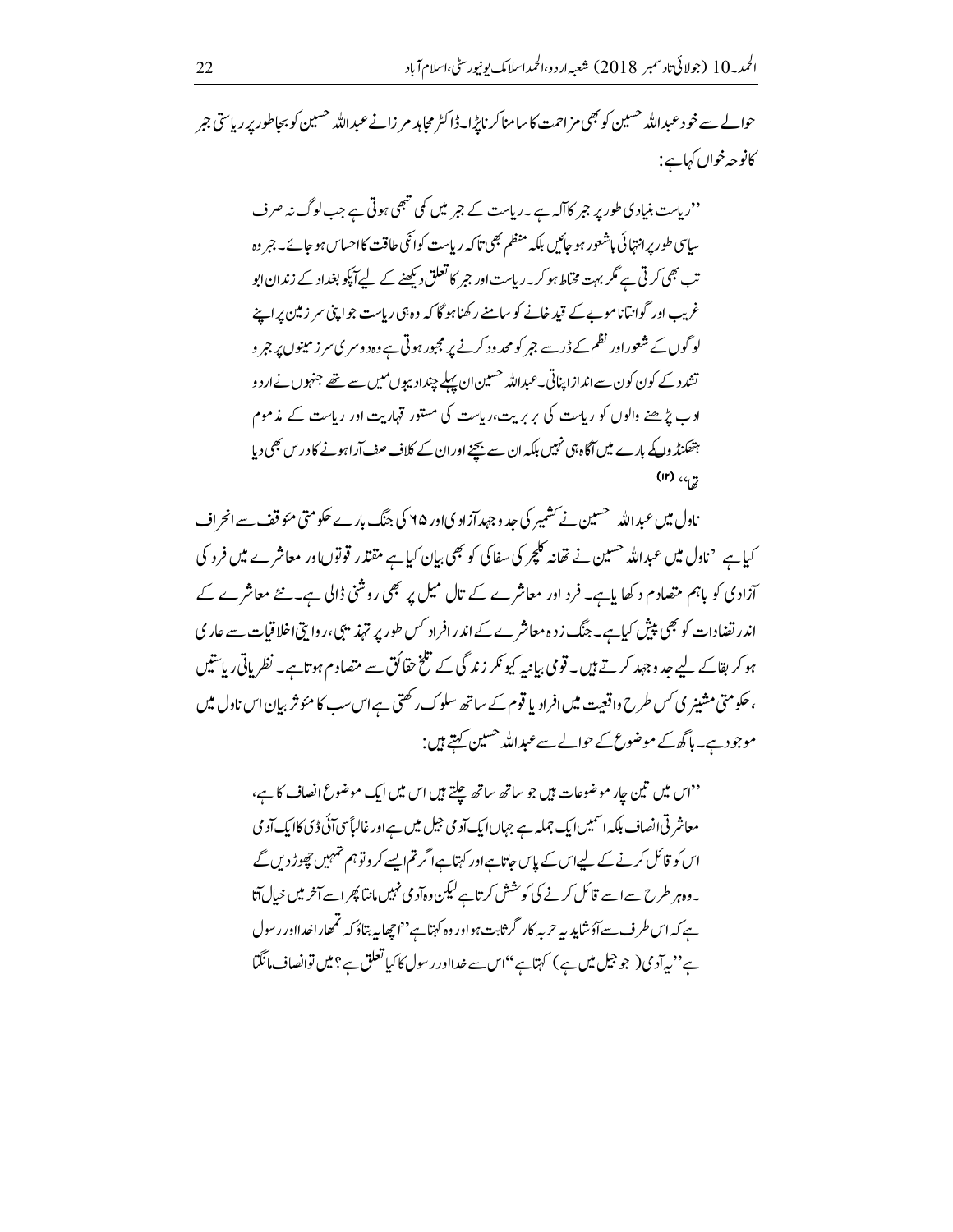حوالے سے خود عبداللہ حسین کو بھی مزاحمت کا سامنا کرنا پڑا۔ ڈاکٹر مجاہد مرزا نے عبداللہ حسین کو بجا طور پر ریاستی جبر کا نوحہ خواں کہا ہے:

> ''ریاست بنیادی طور پر جبر کا آلہ ہے۔ ریاست کے جبر میں کمی تبھی ہوتی ہے جب لوگ نہ صرف سیاسی طور پر انتہائی باشعور ہو جائیں بلکہ منظم بھی تاکہ ریاست کو انکی طاقت کا احساس ہو جائے۔ جبر وہ تب بھی کرتی ہے مگر بہت محتاط ہو کر۔ ریاست اور جبر کا تعلق دیکھنے کے لیے آپکو بغداد کے زندان ابو غریب اور گوانتاناموبے کے قید خانے کو سامنے رکھنا ہو گا کہ وہی ریاست جو اپنی سرزمین پر اپنے لوگوں کے شعور اور نظم کے ڈر سے جبر کو محدود کرنے پر مجبور ہوتی ہے وہ دوسری سرزمینوں پر جبر و تشدد کے کون کون سے انداز اپناتی۔ عبداللہ حسین ان پہلے چند ادیبوں میں سے تھے جنہوں نے اردو ادب پڑھنے والوں کو ریاست کی بربریت، ریاست کی مستور قہاریت اور ریاست کے مذموم ہتھکنڈوں کے بارے میں آگاہ ہی نہیں بلکہ ان سے بچنے اور ان کے خلاف صف آرا ہونے کا درس بھی دیا تھا'' (۱۲)

ناول میں عبداللہ حسین نے کشمیر کی جدوجہد آزادی اور ۶۵ کی جنگ بارے حکومتی مئوقف سے انحراف کیا ہے 'ناول میں عبداللہ حسین نے تھانہ کلچر کی سفاکی کو بھی بیان کیا ہے مقتدر قوتوں اور معاشرے میں فرد کی آزادی کو باہم متصادم دکھایا ہے۔ فرد اور معاشرے کے تال میل پر بھی روشنی ڈالی ہے۔ نئے معاشرے کے اندر تضادات کو بھی پیش کیا ہے۔ جنگ زدہ معاشرے کے اندر افراد کس طور پر تہذیبی، روایتی اخلاقیات سے عاری ہو کر بقا کے لیے جدوجہد کرتے ہیں۔ قومی بیانیہ کیونکر زندگی کے تلخ حقائق سے متصادم ہوتا ہے۔ نظریاتی ریاستیں، حکومتی مشینری کس طرح واقعیت میں افراد یا قوم کے ساتھ سلوک رکھتی ہے اس سب کا مئوثر بیان اس ناول میں موجود ہے۔ باگھ کے موضوع کے حوالے سے عبداللہ حسین کہتے ہیں:

> ''اس میں تین چار موضوعات ہیں جو ساتھ ساتھ چلتے ہیں اس میں ایک موضوع انصاف کا ہے، معاشرتی انصاف بلکہ اسمیں ایک جملہ ہے جہاں ایک آدمی جیل میں ہے اور غالباً سی آئی ڈی کا ایک آدمی اس کو قائل کرنے کے لیے اس کے پاس جاتا ہے اور کہتا ہے اگر تم ایسے کرو تو ہم تمہیں چھوڑ دیں گے۔ وہ ہر طرح سے اسے قائل کرنے کی کوشش کرتا ہے لیکن وہ آدمی نہیں مانتا پھر اسے آخر میں خیال آتا ہے کہ اس طرف سے آؤ شاید یہ حربہ کارگر ثابت ہو اور وہ کہتا ہے ''اچھا یہ بتاؤ کہ تمھارا خدا اور رسول ہے'' یہ آدمی (جو جیل میں ہے) کہتا ہے ''اس سے خدا اور رسول کا کیا تعلق ہے؟ میں تو انصاف مانگتا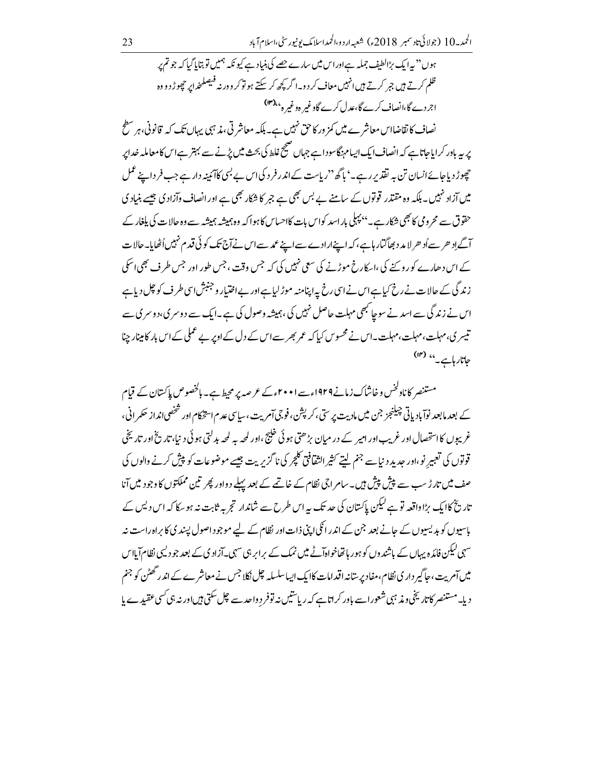ہوں" یہ ایک بڑا لطیف جملہ ہے اور اس میں سارے حصے کی بنیاد ہے کیونکہ ہمیں تو بتایا گیا کہ جو تم پر ظلم کرتے ہیں جبر کرتے ہیں انہیں معاف کر دو۔ اگر کچھ کر سکتے ہو تو کرو ورنہ فیصلہ خدا پر چھوڑ دو وہ اجر دے گا، انصاف کرے گا، عدل کرے گا وغیرہ وغیرہ"۔(۱۳)

نصاف کا تقاضا اس معاشرے میں کمزور کا حق نہیں ہے۔ بلکہ معاشرتی، مذہبی یہاں تک کہ قانونی، ہر سطح پر یہ باور کرایا جاتا ہے کہ انصاف ایک ایسا مہنگا سودا ہے جہاں صحیح غلط کی بحث میں پڑنے سے بہتر ہے اس کا معاملہ خدا پر چھوڑ دیا جائے انسان تن بہ تقدیر رہے۔' باگھ "ریاست کے اندر فرد کی اس بے بسی کا آئینہ دار ہے جب فرد اپنے عمل میں آزاد نہیں۔ بلکہ وہ مقتدر قوتوں کے سامنے بے بس بھی ہے جبر کا شکار بھی ہے اور انصاف و آزادی جیسے بنیادی حقوق سے محرومی کا بھی شکار ہے۔" پہلی بار اسد کو اس بات کا احساس کا ہوا کہ وہ ہمیشہ ہمیشہ سے وہ حالات کی یلغار کے آگے اِدھر سے اُدھر لا مد بھاگتا رہا ہے، کہ اپنے ارادے سے اپنے عمد سے اس نے آج تک کوئی قدم نہیں اُٹھایا۔ حالات کے اس دھارے کو روکنے کی، اسکا رخ موڑنے کی سعی نہیں کی کہ جس وقت، جس طور اور جس طرف بھی اسکی زندگی کے حالات نے رخ کیا ہے اس نے اسی رخ پہ اپنا منہ موڑ لیا ہے اور بے اختیار و جنبش اسی طرف کو چل دیا ہے اس نے زندگی سے اسد نے سوچا کبھی مہلت حاصل نہیں کی، ہمیشہ وصول کی ہے۔ ایک سے دوسری، دوسری سے تیسری، مہلت، مہلت، مہلت۔ اس نے محسوس کیا کہ عمر بھر سے اس کے دل کے اوپر بے عملی کے اس بار کا مینار چنا جاتا رہا ہے۔" (۱۴)

مستنصر کا ناولخس و خاشاک زمانے ۱۹۲۹ء سے ۲۰۰۱ء کے عرصہ پر محیط ہے۔ بالخصوص پاکستان کے قیام کے بعد مابعد نوآبادیاتی چیلنجز جن میں مادیت پرستی، کرپشن، فوجی آمریت، سیاسی عدم استحکام اور شخصی انداز حکمرانی، غریبوں کا استحصال اور غریب اور امیر کے درمیان بڑھتی ہوئی خلیج، اور لحہ بہ لحہ بدلتی ہوئی دنیا، تاریخ اور تاریخی قوتوں کی تعبیر نو، اور جدید دنیا سے جنم لیتے کثیر الثقافتی کلچر کی ناگزیریت جیسے موضوعات کو پیش کرنے والوں کی صف میں تارڑ سب سے پیش پیش ہیں۔ سامراجی نظام کے خاتمے کے بعد پہلے دو اور پھر تین مملکتوں کا وجود میں آنا تاریخ کا ایک بڑا واقعہ تو ہے لیکن پاکستان کی حد تک یہ اس طرح سے شاندار تجربہ ثابت نہ ہو سکا کہ اس دیس کے باسیوں کو بدیسیوں کے جانے بعد جن کے اندر انکی اپنی ذات اور نظام کے لیے موجود اصول پسندی کا براہ راست نہ سہی لیکن فائدہ یہاں کے باشندوں کو ہو رہا تھا خواہ آٹے میں نمک کے برابر ہی سہی۔ آزادی کے بعد جو دیسی نظام آیا اس میں آمریت، جاگیر داری نظام، مفاد پرستانہ اقدامات کا ایک ایسا سلسلہ چل نکلا جس نے معاشرے کے اندر گھٹن کو جنم دیا۔ مستنصر کا تاریخی و مذہبی شعور اسے باور کراتا ہے کہ ریاستیں نہ تو فرد واحد سے چل سکتی ہیں اور نہ ہی کسی عقیدے یا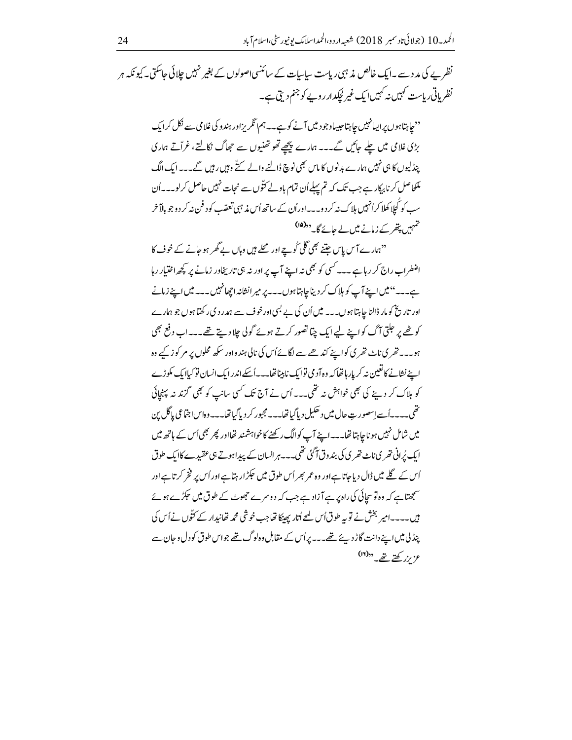نظریے کی مدد سے۔ایک خالص مذہبی ریاست سیاسیات کے سائنسی اصولوں کے بغیر نہیں چلائی جاسکتی۔کیونکہ ہر نظریاتی ریاست کہیں نہ کہیں ایک غیر لچکدار رویے کو جنم دیتی ہے۔

> ''چاہتا ہوں پر ایسا نہیں چاہتا جیسا وجود میں آنے کو ہے۔۔ہم انگریز اور ہندو کی غلامی سے نکل کر ایک بڑی غلامی میں چلے جائیں گے۔۔۔ہمارے پیچھے تھوتھنیوں سے جھاگ نکالتے، غرّاتے ہماری پنڈلیوں کا ہی نہیں ہمارے بدنوں کا ماس بھی نوچ ڈالنے والے کتّے وہیں رہیں گے۔۔۔ایک الگ ملک حاصل کرنا بیکار ہے جب تک کہ تم پہلے اُن تمام باولے کتّوں سے نجات نہیں حاصل کرلو۔۔۔اُن سب کو کُھلا کھلا کر اُنہیں ہلاک نہ کردو۔۔۔اور اُن کے ساتھ اُس مذہبی تعصّب کو دفن نہ کردو جو بالآخر تمہیں پتھر کے زمانے میں لے جائے گا۔''(۱۵)

> ''ہمارے آس پاس جتنے بھی گلی کُوچے اور محلے ہیں وہاں بے گھر ہوجانے کے خوف کا اضطراب راج کر رہا ہے۔۔۔کسی کو بھی نہ اپنے آپ پر اور نہ ہی تاریخ اور زمانے پر کچھ اختیار رہا ہے۔۔۔''میں اپنے آپ کو ہلاک کر دینا چاہتا ہوں۔۔۔پر میرا نشانہ اچھا نہیں۔۔۔میں اپنے زمانے اور تاریخ کو مار ڈالنا چاہتا ہوں۔۔۔میں اُن کی بے بسی اور خوف سے ہمدردی رکھتا ہوں جو ہمارے کوٹھے پر جلتی آگ کو اپنے لیے ایک چِتا تصور کرتے ہوئے گولی چلا دیتے تھے۔۔۔اب دفع بھی ہو۔۔۔تھری ناٹ تھری کو اپنے کندھے سے لگائے اُس کی نالی ہندو اور سکھ محلوں پر مرکوز کیے وہ اپنے نشانے کا تعین نہ کر پا رہا تھا کہ وہ آدمی تو ایک نابینا تھا۔۔۔اُسکے اندر ایک انسان تو کیا ایک مکوڑے کو ہلاک کر دینے کی بھی خواہش نہ تھی۔۔۔اُس نے آج تک کسی سانپ کو بھی گزند نہ پہنچائی تھی۔۔۔۔اُسے اِس صورتِ حال میں دھکیل دیا گیا تھا۔۔۔مجبور کر دیا گیا تھا۔۔۔وہ اس اجتماعی پاگل پن میں شامل نہیں ہونا چاہتا تھا۔۔۔اپنے آپ کو الگ رکھنے کا خواہشمند تھا اور پھر بھی اُس کے ہاتھ میں ایک پُرانی تھری ناٹ تھری کی بندوق آگئی تھی۔۔۔ہر انسان کے پیدا ہوتے ہی عقیدے کا ایک طوق اُس کے گلے میں ڈال دیا جاتا ہے اور وہ عمر بھر اُس طوق میں جکڑا رہتا ہے اور اُس پر فخر کرتا ہے اور سمجھتا ہے کہ وہ تو سچائی کی راہ پر ہے آزاد ہے جب کہ دوسرے جھوٹ کے طوق میں جکڑے ہوئے ہیں۔۔۔۔امیر بخش نے تو یہ طوق اُس لمحے اتار پھینکا تھا جب خوشی محمد تھانیدار کے کتّوں نے اُس کی پنڈلی میں اپنے دانت گاڑ دیئے تھے۔۔۔پر اُس کے مقابل وہ لوگ تھے جو اس طوق کو دل و جان سے عزیز رکھتے تھے۔''(۱۶)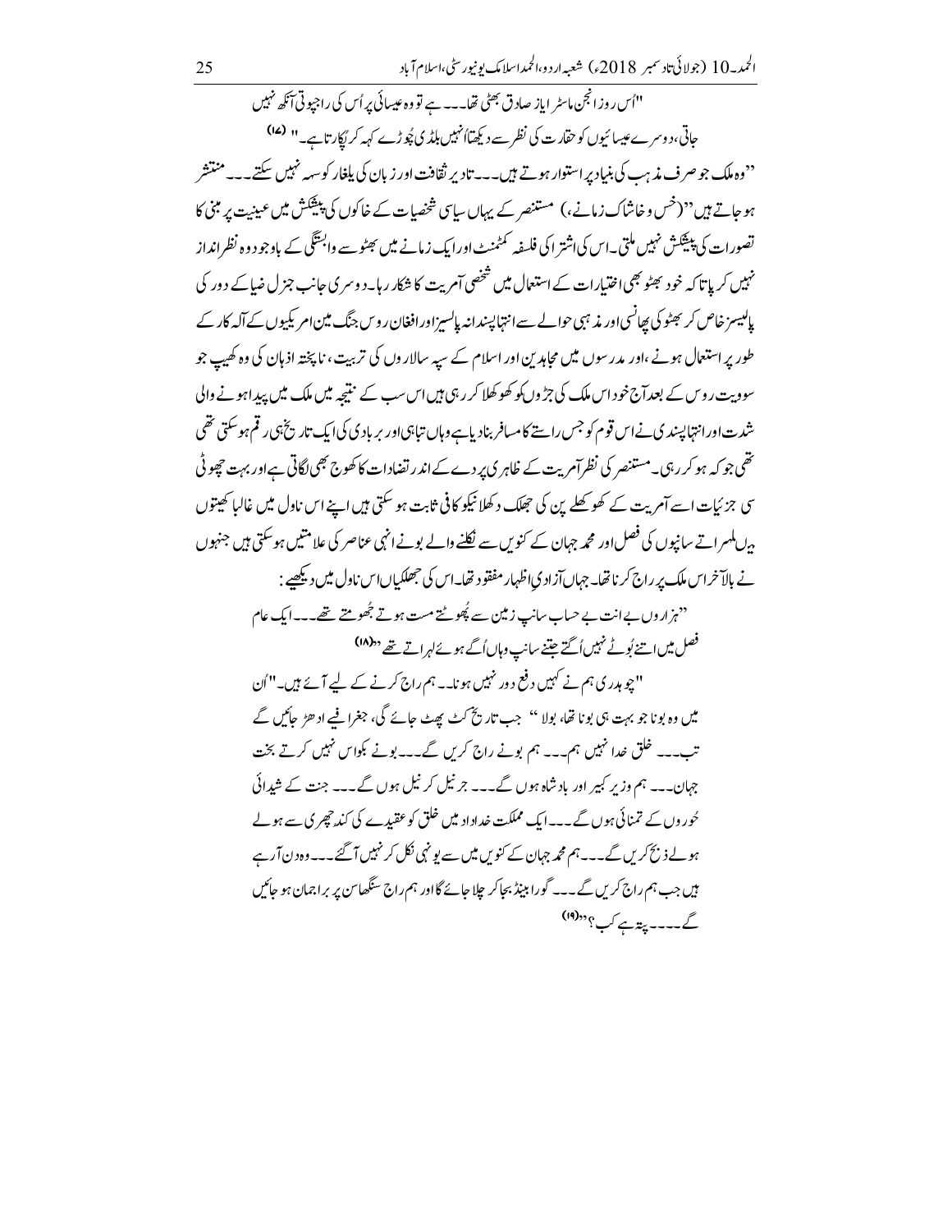"اُس روز انجن ماسٹر ایاز صادق بھٹی تھا۔۔۔ ہے تو وہ عیسائی پر اُس کی راجپوتی آنکھ نہیں جاتی، دوسرے عیسائیوں کو حقارت کی نظر سے دیکھتا اُنہیں بلڈی چُوڑے کہہ کر پُکارتا ہے۔" (۱۷)

''وہ ملک جو صرف مذہب کی بنیاد پر استوار ہوتے ہیں۔۔۔ تادیر ثقافت اور زبان کی یلغار کو سہہ نہیں سکتے۔۔۔ منتشر ہو جاتے ہیں'' (خس و خاشاک زمانے،) مستنصر کے یہاں سیاسی شخصیات کے خاکوں کی پیشکش میں عینیت پر مبنی کا تصورات کی پیشکش نہیں ملتی۔ اس کی اشتراکی فلسفہ کمٹمنٹ اور ایک زمانے میں بھٹو سے وابستگی کے باوجود وہ نظرانداز نہیں کر پاتا کہ خود بھٹو بھی اختیارات کے استعمال میں شخصی آمریت کا شکار رہا۔ دوسری جانب جنرل ضیا کے دور کی پالیسیز خاص کر بھٹو کی پھانسی اور مذہبی حوالے سے انتہاپسندانہ پالیسیز اور افغان روس جنگ مین امریکیوں کے آلہ کار کے طور پر استعمال ہونے، اور مدرسوں میں مجاہدین اور اسلام کے سپہ سالاروں کی تربیت، ناپختہ اذہان کی وہ کھیپ جو سوویت روس کے بعد آج خود اس ملک کی جڑوں کو کھوکھلا کر رہی ہیں اس سب کے نتیجہ میں ملک میں پیدا ہونے والی شدت اور انتہاپسندی نے اس قوم کو جس راستے کا مسافر بنا دیا ہے وہاں تباہی اور بربادی کی ایک تاریخ ہی رقم ہو سکتی تھی تھی جو کہ ہو کر رہی۔ مستنصر کی نظر آمریت کے ظاہری پردے کے اندر تضادات کا کھوج بھی لگاتی ہے اور بہت چھوٹی سی جزئیات اسے آمریت کے کھوکھلے پن کی جھلک دکھلانیکو کافی ثابت ہو سکتی ہیں اپنے اس ناول میں غالبا کھیتوں ہیں لہراتے سانپوں کی فصل اور محمد جہان کے کنویں سے نکلنے والے بونے انہی عناصر کی علامتیں ہو سکتی ہیں جنہوں نے بالآخر اس ملک پر راج کرنا تھا۔ جہاں آزادیِ اظہار مفقود تھا۔ اس کی جھلکیاں اس ناول میں دیکھیے:

> ''ہزاروں بے انت بے حساب سانپ زمین سے پُھوٹتے مست ہوتے جُھومتے تھے۔۔۔ ایک عام فصل میں اتنے بُوٹے نہیں اُگتے جتنے سانپ وہاں اُگے ہوئے لہراتے تھے'' (۱۸)
>
> "چوہدری ہم نے کہیں دفع دور نہیں ہونا۔ ہم راج کرنے کے لیے آئے ہیں۔" اُن میں وہ بونا جو بہت ہی بونا تھا، بولا '' جب تاریخ کٹ پھٹ جائے گی، جغرافیے ادھڑ جائیں گے تب۔۔۔ خلق خدا نہیں ہم۔۔۔ ہم بونے راج کریں گے۔۔۔ بونے بکواس نہیں کرتے بخت جہان۔۔۔ ہم وزیر کبیر اور بادشاہ ہوں گے۔۔۔ جرنیل کرنیل ہوں گے۔۔۔ جنت کے شیدائی حُوروں کے تمنائی ہوں گے۔۔۔ ایک مملکت خداداد میں خلق کو عقیدے کی کند چھری سے ہولے ہولے ذبح کریں گے۔۔۔ ہم محمد جہان کے کنویں میں سے یونہی نکل کر نہیں آ گئے۔۔۔ وہ دن آ رہے ہیں جب ہم راج کریں گے۔۔۔ گورا بینڈ بجا کر چلا جائے گا اور ہم راج سنگھاسن پر براجمان ہو جائیں گے۔۔۔۔ پتہ ہے کب؟'' (۱۹)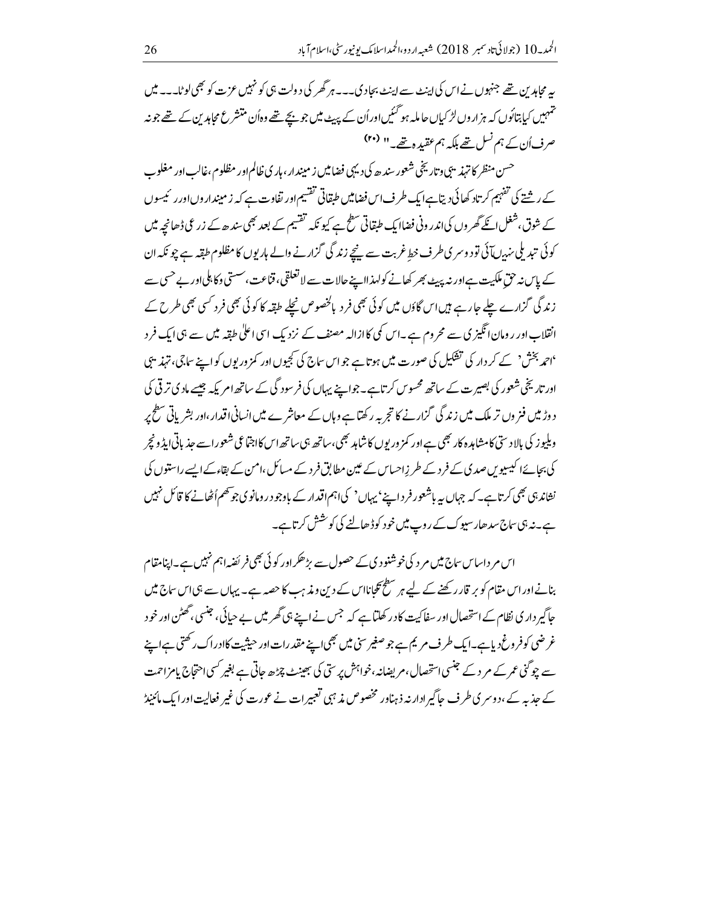یہ مجاہدین تھے جنھوں نے اس کی اینٹ سے اینٹ بجادی۔۔۔ ہر گھر کی دولت ہی کو نہیں عزت کو بھی لوٹا۔۔۔ میں تمھیں کیا بتاؤں کہ ہزاروں لڑکیاں حاملہ ہو گئیں اور اُن کے پیٹ میں جو بچے تھے وہ اُن متشرع مجاہدین کے تھے جو نہ صرف اُن کے ہم نسل تھے بلکہ ہم عقیدہ تھے۔" (۲۰)

حسن منظر کا تہذیبی و تاریخی شعور سندھ کی دیہی فضا میں زمیندار، ہاری ظالم اور مظلوم، غالب اور مغلوب کے رشتے کی تفہیم کرتا دکھائی دیتا ہے ایک طرف اس فضا میں طبقاتی تقسیم اور تفاوت ہے کہ زمینداروں اور رئیسوں کے شوق، شغل انکے گھروں کی اندرونی فضا ایک طبقاتی سطح ہے کیونکہ تقسیم کے بعد بھی سندھ کے زرعی ڈھانچہ میں کوئی تبدیلی نہیں آئی تو دوسری طرف خطِ غربت سے نیچے زندگی گزارنے والے ہاریوں کا مظلوم طبقہ ہے چونکہ ان کے پاس نہ حقِ ملکیت ہے اور نہ پیٹ بھر کھانے کو لہذا اپنے حالات سے لاتعلقی، قناعت، سستی و کاہلی اور بے حسی سے زندگی گزارے چلے جا رہے ہیں اس گاؤں میں کوئی بھی فرد بالخصوص نچلے طبقہ کا کوئی بھی فرد کسی بھی طرح کے انقلاب اور رومان انگیزی سے محروم ہے۔ اس کمی کا ازالہ مصنف کے نزدیک اسی اعلیٰ طبقہ میں سے ہی ایک فرد 'احمد بخش' کے کردار کی تشکیل کی صورت میں ہوتا ہے جو اس سماج کی کجیوں اور کمزوریوں کو اپنے سماجی، تہذیبی اور تاریخی شعور کی بصیرت کے ساتھ محسوس کرتا ہے۔ جو اپنے یہاں کی فرسودگی کے ساتھ امریکہ جیسے مادی ترقی کی دوڑ میں فنروں تر ملک میں زندگی گزارنے کا تجربہ رکھتا ہے وہاں کے معاشرے میں انسانی اقدار، اور بشریاتی سطح پر ویلیوز کی بالادستی کا مشاہدہ کار بھی ہے اور کمزوریوں کا شاہد بھی، ساتھ ہی ساتھ اس کا اجتماعی شعور اسے جذباتی ایڈونچر کی بجائے اکیسویں صدی کے فرد کے طرزِ احساس کے عین مطابق فرد کے مسائل، امن کے بقاء کے ایسے راستوں کی نشاندہی بھی کرتا ہے۔ کہ جہاں یہ باشعور فرد اپنے 'یہاں' کی اہم اقدار کے باوجود رومانوی جوکھم اُٹھانے کا قائل نہیں ہے۔ نہ ہی سماج سدھار سیوک کے روپ میں خود کو ڈھالنے کی کوشش کرتا ہے۔

اس مرد اساس سماج میں مرد کی خوشنودی کے حصول سے بڑھکر اور کوئی بھی فریضہ اہم نہیں ہے۔ اپنا مقام بنانے اور اس مقام کو برقرار رکھنے کے لیے ہر سطح بچانا اس کے دین و مذہب کا حصہ ہے۔ یہاں سے ہی اس سماج میں جاگیرداری نظام کے استحصال اور سفاکیت کا در کھلتا ہے کہ جس نے اپنے ہی گھر میں بے حیائی، جنسی، گھٹن اور خود غرضی کو فروغ دیا ہے۔ ایک طرف مریم ہے جو صغیر سنی میں بھی اپنے مقدرات اور حیثیت کا ادراک رکھتی ہے اپنے سے چوگنی عمر کے مرد کے جنسی استحصال، مریضانہ، خواہش پرستی کی بھینٹ چڑھ جاتی ہے بغیر کسی احتجاج یا مزاحمت کے جذبہ کے، دوسری طرف جاگیر ادارنہ ذہن اور مخصوص مذہبی تعبیرات نے عورت کی غیر فعالیت اور ایک مائینڈ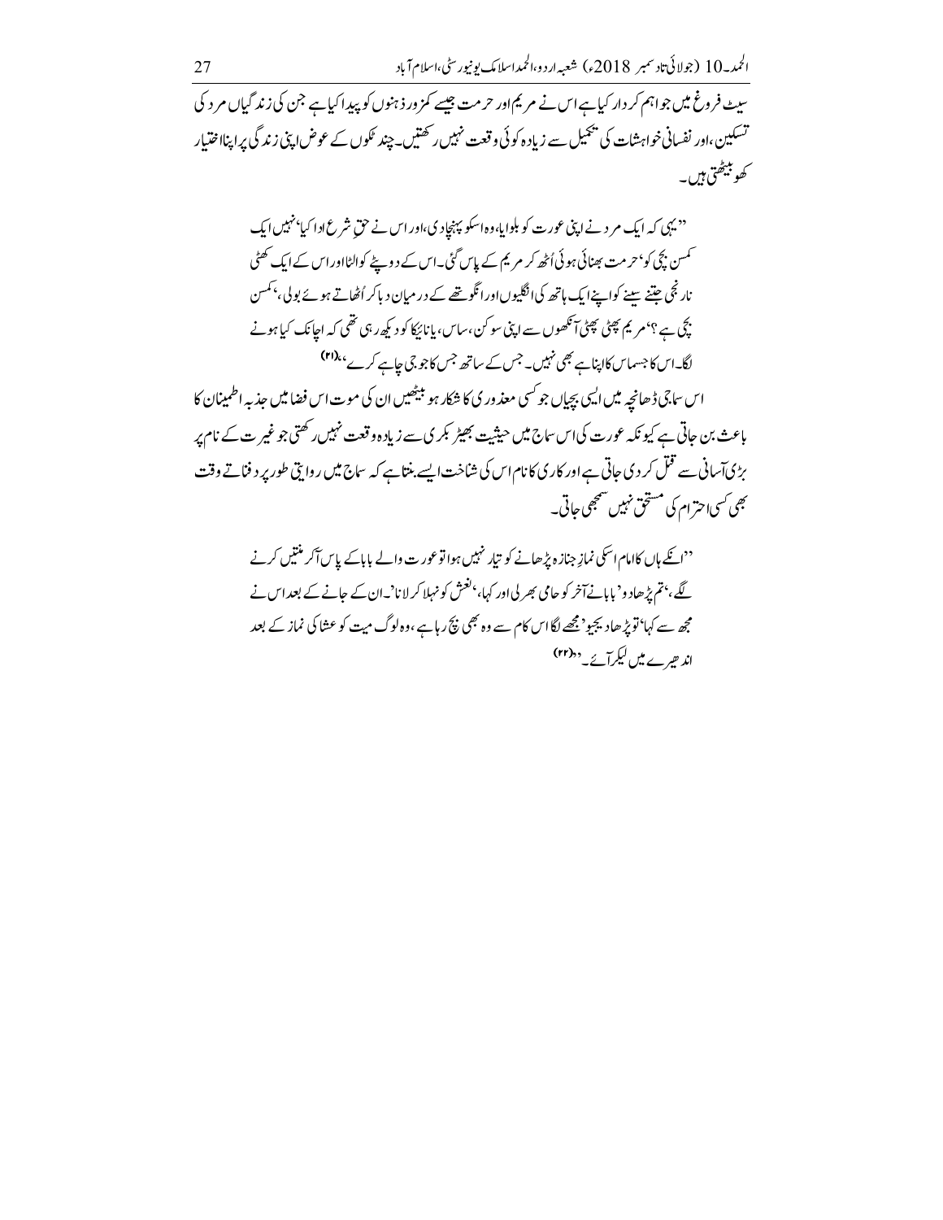سیٹ فروغ میں جو اہم کردار کیا ہے اس نے مریم اور حرمت جیسے کمزور ذہنوں کو پیدا کیا ہے جن کی زندگیاں مرد کی تسکین، اور نفسانی خواہشات کی تکمیل سے زیادہ کوئی وقعت نہیں رکھتیں۔ چند ٹکوں کے عوض اپنی زندگی پر اپنا اختیار کھو بیٹھتی ہیں۔

> ''یہی کہ ایک مرد نے اپنی عورت کو بلوایا، وہ اسکو پہنچا دی، اور اس نے حقِ شرع ادا کیا' نہیں ایک کمسن بچی کو' حرمت بھنائی ہوئی اُٹھ کر مریم کے پاس گئی۔ اس کے دوپٹے کو الٹا اور اس کے ایک کھٹی نارنجی جتنے سینے کو اپنے ایک ہاتھ کی انگلیوں اور انگوٹھے کے درمیان دبا کر اُٹھاتے ہوئے بولی، 'کمسن بچی ہے ؟' مریم پھٹی پھٹی آنکھوں سے اپنی سوکن، ساس، یا نائیکا کو دیکھ رہی تھی کہ اچانک کیا ہونے لگا۔ اس کا جسم اس کا اپنا ہے بھی نہیں۔ جس کے ساتھ جس کا جو جی چاہے کرے''۔(۲۱)

اس سماجی ڈھانچہ میں ایسی بچیاں جو کسی معذوری کا شکار ہو بیٹھیں ان کی موت اس فضا میں جذبہ اطمینان کا باعث بن جاتی ہے کیونکہ عورت کی اس سماج میں حیثیت بھیڑ بکری سے زیادہ وقعت نہیں رکھتی جو غیرت کے نام پر بڑی آسانی سے قتل کر دی جاتی ہے اور کاری کا نام اس کی شناخت ایسے بنتا ہے کہ سماج میں روایتی طور پر دفناتے وقت بھی کسی احترام کی مستحق نہیں سمجھی جاتی۔

> ''انکے ہاں کا امام اسکی نمازِ جنازہ پڑھانے کو تیار نہیں ہوا تو عورت والے بابا کے پاس آکر منتیں کرنے لگے، 'تم پڑھا دو' بابا نے آخر کو حامی بھر لی اور کہا، 'نعش کو نہلا کر لانا'۔ ان کے جانے کے بعد اس نے مجھ سے کہا 'تو پڑھا دیجیو' مجھے لگا اس کام سے وہ بھی بچ رہا ہے، وہ لوگ میت کو عشا کی نماز کے بعد اندھیرے میں لیکر آئے۔''(۲۲)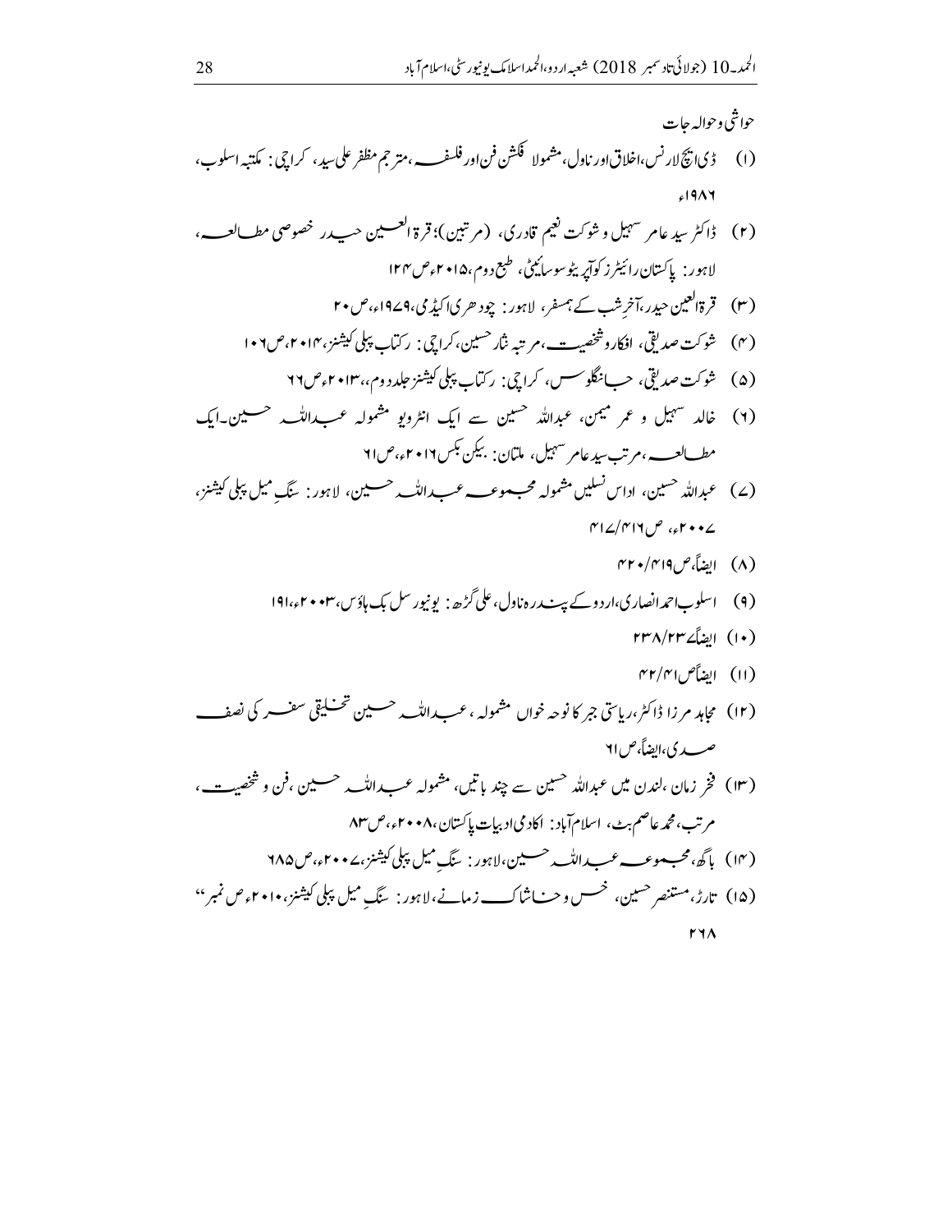حواشی و حوالہ جات

(۱) ڈی ایچ لارنس، اخلاق اور ناول، مشمولا فکشن فن اور فلسفہ، مترجم مظفر علی سید، کراچی: مکتبہ اسلوب، ۱۹۸۶ء

(۲) ڈاکٹر سید عامر سہیل و شوکت نعیم قادری، (مرتبین)؛ قرۃ العین حیدر خصوصی مطالعہ، لاہور: پاکستان رائیٹرز کوآپریٹو سوسائیٹی، طبع دوم، ۲۰۱۵ء ص ۱۲۴

(۳) قرۃ العین حیدر، آخرِ شب کے ہمسفر، لاہور: چودھری اکیڈمی، ۱۹۷۹ء، ص ۲۰

(۴) شوکت صدیقی، افکار و شخصیت، مرتبہ نثار حسین، کراچی: رکتاب پبلی کیشنز، ۲۰۱۴ء، ص ۱۰۶

(۵) شوکت صدیقی، جانگلوس، کراچی: رکتاب پبلی کیشنز جلد دوم،، ۲۰۱۳ء ص ۶۶

(۶) خالد سہیل و عمر میمن، عبداللہ حسین سے ایک انٹرویو مشمولہ عبداللہ حسین۔ایک مطالعہ، مرتب سید عامر سہیل، ملتان: بیکن بکس ۲۰۱۶ء، ص ۶۱

(۷) عبداللہ حسین، اداس نسلیں مشمولہ مجموعہ عبداللہ حسین، لاہور: سنگِ میل پبلی کیشنز، ۲۰۰۷ء، ص ۴۱۶/۴۱۷

(۸) ایضاً، ص ۴۱۹/۴۲۰

(۹) اسلوب احمد انصاری، اردو کے پندرہ ناول، علی گڑھ: یونیورسل بک ہاؤس، ۲۰۰۳ء، ۱۹۱

(۱۰) ایضاً ۲۳/۲۳۸

(۱۱) ایضاً ص ۴۱/۴۲

(۱۲) مجاہد مرزا ڈاکٹر، ریاستی جبر کا نوحہ خواں مشمولہ، عبداللہ حسین تخلیقی سفر کی نصف صدی، ایضاً، ص ۶۱

(۱۳) فخر زمان، لندن میں عبداللہ حسین سے چند باتیں، مشمولہ عبداللہ حسین، فن و شخصیت، مرتب، محمد عاصم بٹ، اسلام آباد: اکادمی ادبیات پاکستان، ۲۰۰۸ء، ص ۸۳

(۱۴) باگھ، مجموعہ عبداللہ حسین، لاہور: سنگِ میل پبلی کیشنز، ۲۰۰۷ء، ص ۶۸۵

(۱۵) تارڑ، مستنصر حسین، خس و خاشاک زمانے، لاہور: سنگِ میل پبلی کیشنز، ۲۰۱۰ء ص نمبر" ۲۶۸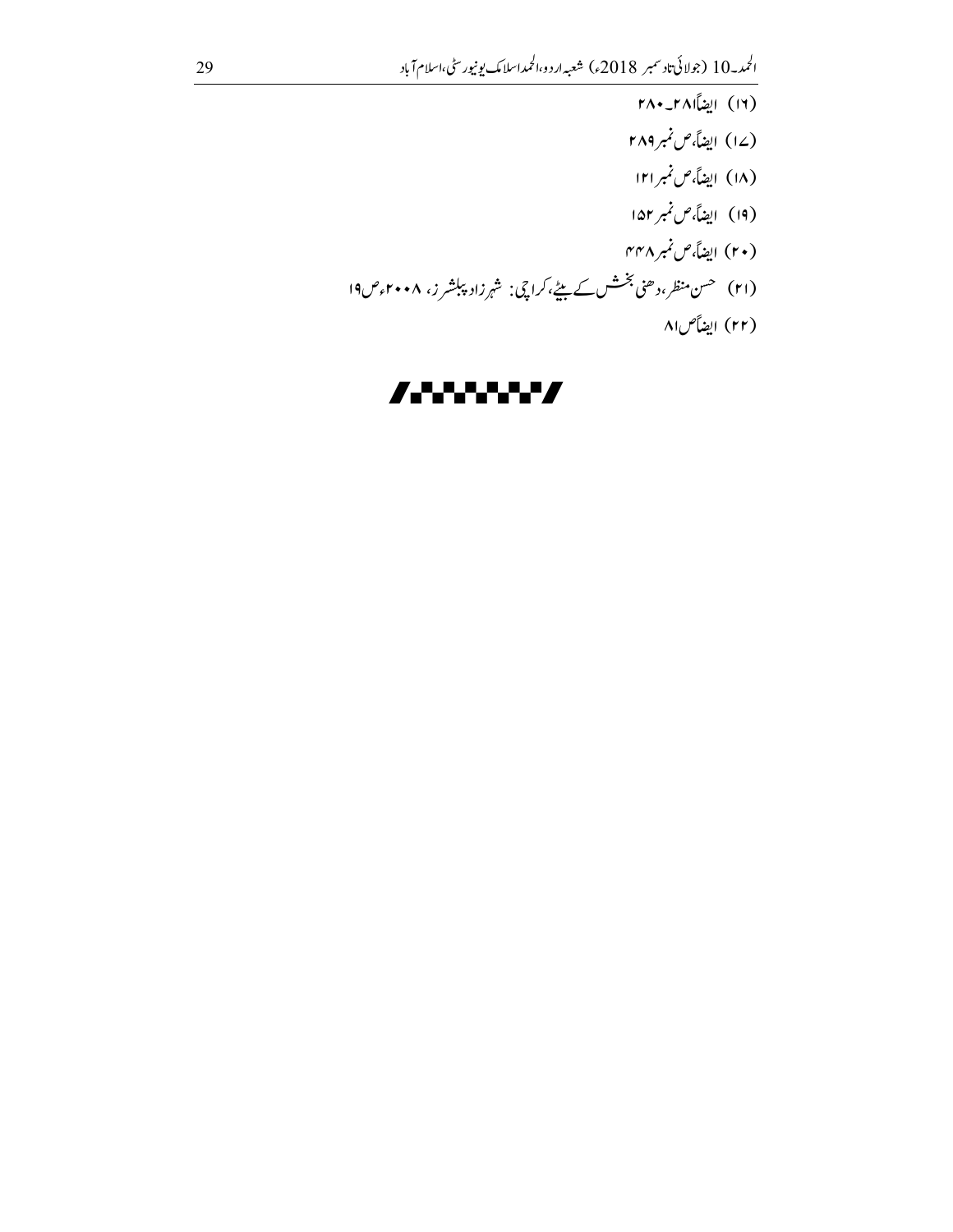(۱۶) ایضاً۲۸۱۔۲۸۰

(۱۷) ایضاً،ص نمبر۲۸۹

(۱۸) ایضاً،ص نمبر۱۲۱

(۱۹) ایضاً،ص نمبر۱۵۲

(۲۰) ایضاً،ص نمبر۴۴۸

(۲۱) حسن منظر، دھنی بخش کے بیٹے، کراچی: شہرزاد پبلشرز، ۲۰۰۸ء ص۱۹

(۲۲) ایضاًص۸۱